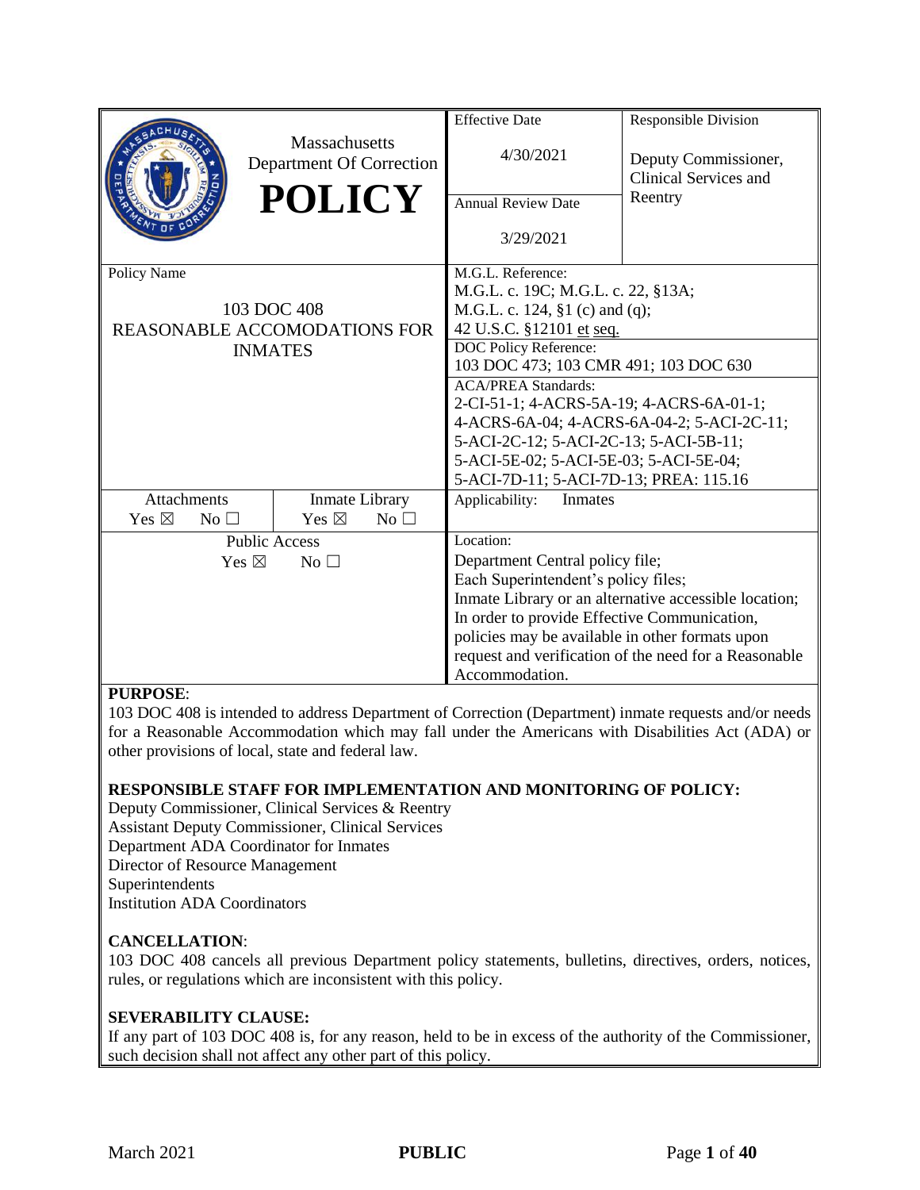| Massachusetts Department Of Correction **POLICY** | Effective Date<br>4/30/2021 | Responsible Division<br>Deputy Commissioner, Clinical Services and Reentry |
|---|---|---|
| | Annual Review Date<br>3/29/2021 | |
| Policy Name<br>103 DOC 408<br>REASONABLE ACCOMODATIONS FOR INMATES | M.G.L. Reference:<br>M.G.L. c. 19C; M.G.L. c. 22, §13A;<br>M.G.L. c. 124, §1 (c) and (q);<br>42 U.S.C. §12101 et seq.<br>DOC Policy Reference:<br>103 DOC 473; 103 CMR 491; 103 DOC 630<br>ACA/PREA Standards:<br>2-CI-51-1; 4-ACRS-5A-19; 4-ACRS-6A-01-1; 4-ACRS-6A-04; 4-ACRS-6A-04-2; 5-ACI-2C-11; 5-ACI-2C-12; 5-ACI-2C-13; 5-ACI-5B-11; 5-ACI-5E-02; 5-ACI-5E-03; 5-ACI-5E-04; 5-ACI-7D-11; 5-ACI-7D-13; PREA: 115.16 | |
| Attachments: Yes ☒ No ☐ / Inmate Library: Yes ☒ No ☐ | Applicability: Inmates | |
| Public Access: Yes ☒ No ☐ | Location:<br>Department Central policy file;<br>Each Superintendent's policy files;<br>Inmate Library or an alternative accessible location;<br>In order to provide Effective Communication, policies may be available in other formats upon request and verification of the need for a Reasonable Accommodation. | |

**PURPOSE**:
103 DOC 408 is intended to address Department of Correction (Department) inmate requests and/or needs for a Reasonable Accommodation which may fall under the Americans with Disabilities Act (ADA) or other provisions of local, state and federal law.

**RESPONSIBLE STAFF FOR IMPLEMENTATION AND MONITORING OF POLICY:**
Deputy Commissioner, Clinical Services & Reentry
Assistant Deputy Commissioner, Clinical Services
Department ADA Coordinator for Inmates
Director of Resource Management
Superintendents
Institution ADA Coordinators

**CANCELLATION**:
103 DOC 408 cancels all previous Department policy statements, bulletins, directives, orders, notices, rules, or regulations which are inconsistent with this policy.

**SEVERABILITY CLAUSE:**
If any part of 103 DOC 408 is, for any reason, held to be in excess of the authority of the Commissioner, such decision shall not affect any other part of this policy.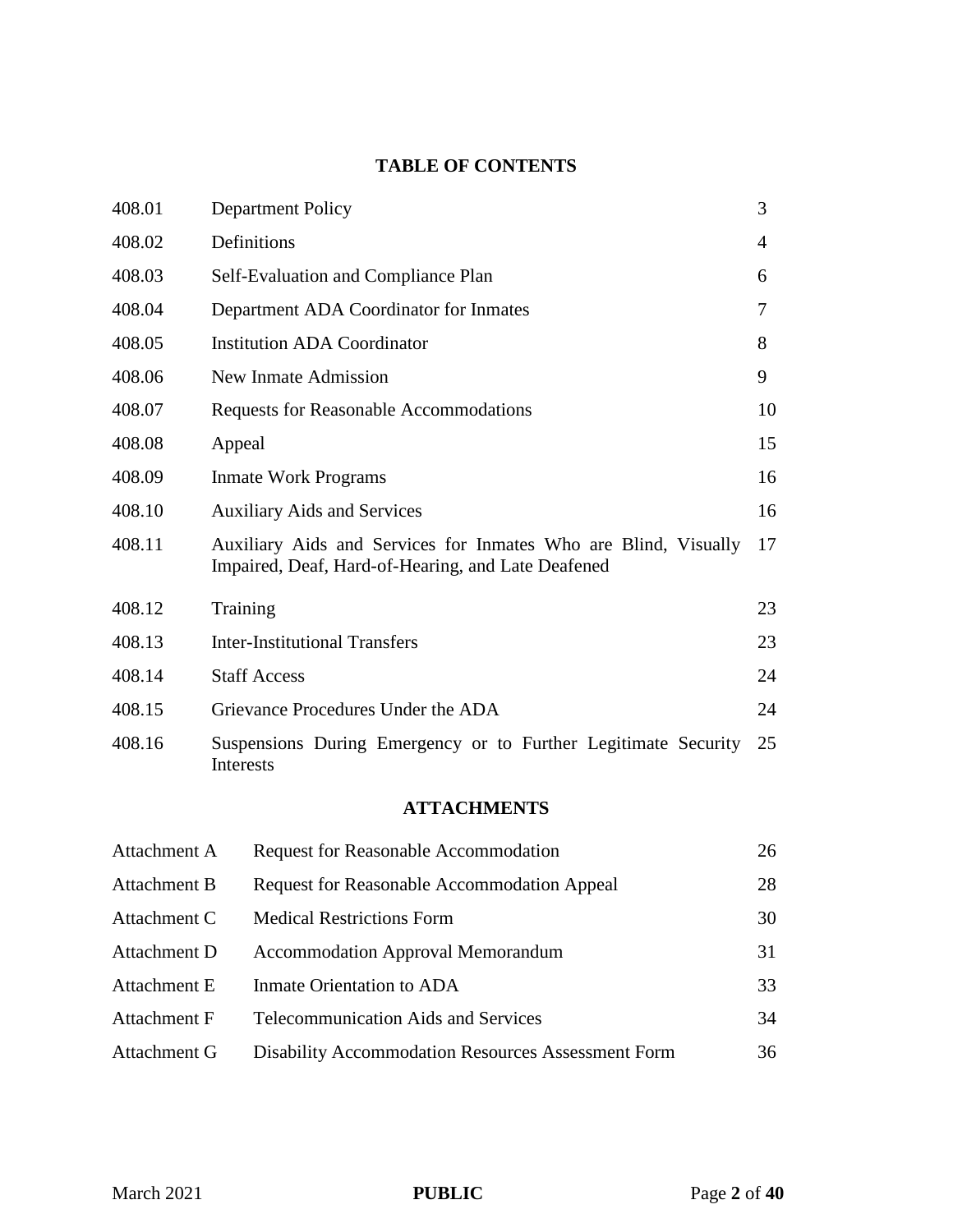## TABLE OF CONTENTS

| | | |
|---|---|---|
| 408.01 | Department Policy | 3 |
| 408.02 | Definitions | 4 |
| 408.03 | Self-Evaluation and Compliance Plan | 6 |
| 408.04 | Department ADA Coordinator for Inmates | 7 |
| 408.05 | Institution ADA Coordinator | 8 |
| 408.06 | New Inmate Admission | 9 |
| 408.07 | Requests for Reasonable Accommodations | 10 |
| 408.08 | Appeal | 15 |
| 408.09 | Inmate Work Programs | 16 |
| 408.10 | Auxiliary Aids and Services | 16 |
| 408.11 | Auxiliary Aids and Services for Inmates Who are Blind, Visually Impaired, Deaf, Hard-of-Hearing, and Late Deafened | 17 |
| 408.12 | Training | 23 |
| 408.13 | Inter-Institutional Transfers | 23 |
| 408.14 | Staff Access | 24 |
| 408.15 | Grievance Procedures Under the ADA | 24 |
| 408.16 | Suspensions During Emergency or to Further Legitimate Security Interests | 25 |

## ATTACHMENTS

| | | |
|---|---|---|
| Attachment A | Request for Reasonable Accommodation | 26 |
| Attachment B | Request for Reasonable Accommodation Appeal | 28 |
| Attachment C | Medical Restrictions Form | 30 |
| Attachment D | Accommodation Approval Memorandum | 31 |
| Attachment E | Inmate Orientation to ADA | 33 |
| Attachment F | Telecommunication Aids and Services | 34 |
| Attachment G | Disability Accommodation Resources Assessment Form | 36 |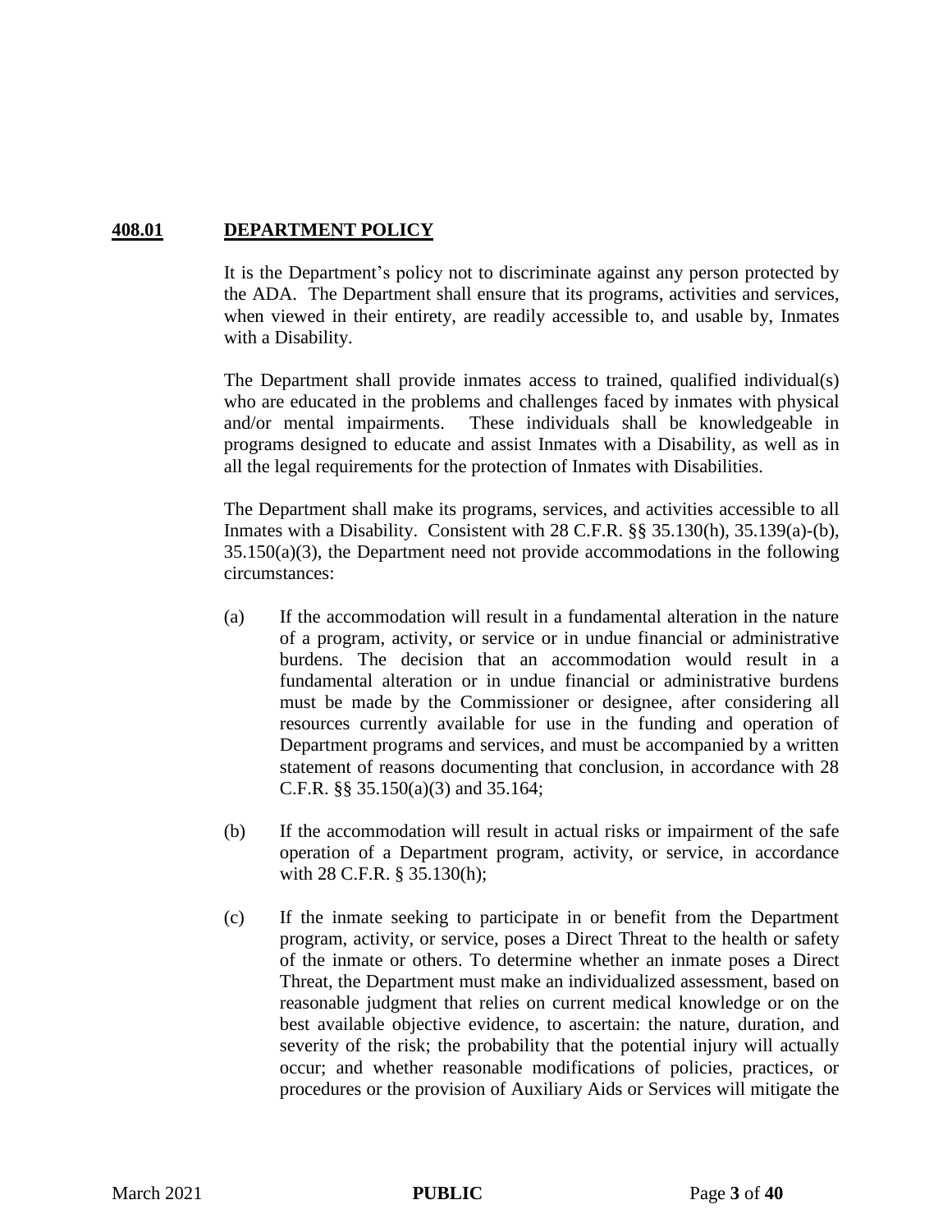## 408.01 DEPARTMENT POLICY

It is the Department's policy not to discriminate against any person protected by the ADA. The Department shall ensure that its programs, activities and services, when viewed in their entirety, are readily accessible to, and usable by, Inmates with a Disability.

The Department shall provide inmates access to trained, qualified individual(s) who are educated in the problems and challenges faced by inmates with physical and/or mental impairments. These individuals shall be knowledgeable in programs designed to educate and assist Inmates with a Disability, as well as in all the legal requirements for the protection of Inmates with Disabilities.

The Department shall make its programs, services, and activities accessible to all Inmates with a Disability. Consistent with 28 C.F.R. §§ 35.130(h), 35.139(a)-(b), 35.150(a)(3), the Department need not provide accommodations in the following circumstances:

(a) If the accommodation will result in a fundamental alteration in the nature of a program, activity, or service or in undue financial or administrative burdens. The decision that an accommodation would result in a fundamental alteration or in undue financial or administrative burdens must be made by the Commissioner or designee, after considering all resources currently available for use in the funding and operation of Department programs and services, and must be accompanied by a written statement of reasons documenting that conclusion, in accordance with 28 C.F.R. §§ 35.150(a)(3) and 35.164;

(b) If the accommodation will result in actual risks or impairment of the safe operation of a Department program, activity, or service, in accordance with 28 C.F.R. § 35.130(h);

(c) If the inmate seeking to participate in or benefit from the Department program, activity, or service, poses a Direct Threat to the health or safety of the inmate or others. To determine whether an inmate poses a Direct Threat, the Department must make an individualized assessment, based on reasonable judgment that relies on current medical knowledge or on the best available objective evidence, to ascertain: the nature, duration, and severity of the risk; the probability that the potential injury will actually occur; and whether reasonable modifications of policies, practices, or procedures or the provision of Auxiliary Aids or Services will mitigate the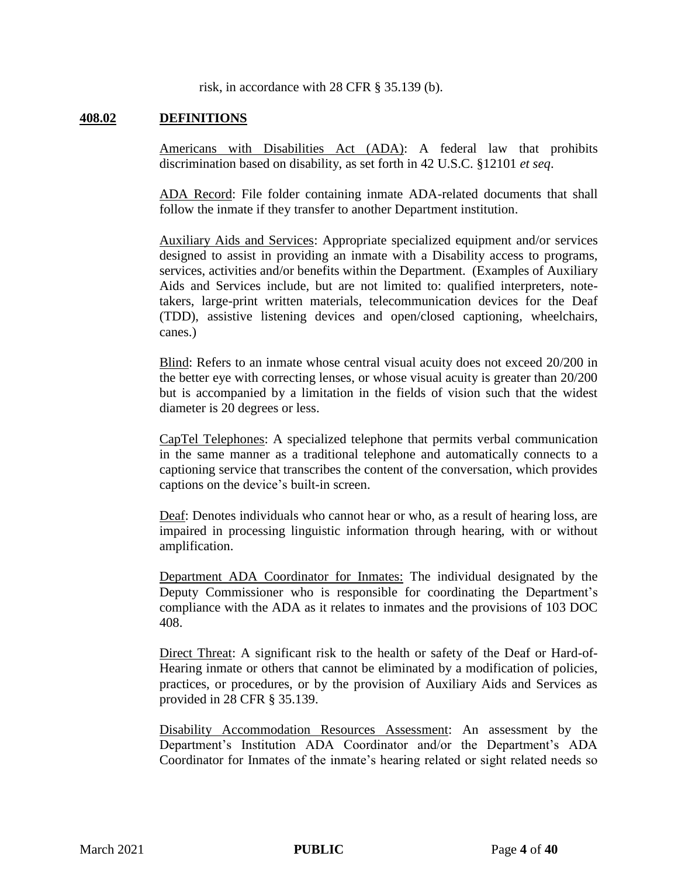risk, in accordance with 28 CFR § 35.139 (b).

## 408.02 DEFINITIONS

Americans with Disabilities Act (ADA): A federal law that prohibits discrimination based on disability, as set forth in 42 U.S.C. §12101 *et seq*.

ADA Record: File folder containing inmate ADA-related documents that shall follow the inmate if they transfer to another Department institution.

Auxiliary Aids and Services: Appropriate specialized equipment and/or services designed to assist in providing an inmate with a Disability access to programs, services, activities and/or benefits within the Department. (Examples of Auxiliary Aids and Services include, but are not limited to: qualified interpreters, note-takers, large-print written materials, telecommunication devices for the Deaf (TDD), assistive listening devices and open/closed captioning, wheelchairs, canes.)

Blind: Refers to an inmate whose central visual acuity does not exceed 20/200 in the better eye with correcting lenses, or whose visual acuity is greater than 20/200 but is accompanied by a limitation in the fields of vision such that the widest diameter is 20 degrees or less.

CapTel Telephones: A specialized telephone that permits verbal communication in the same manner as a traditional telephone and automatically connects to a captioning service that transcribes the content of the conversation, which provides captions on the device's built-in screen.

Deaf: Denotes individuals who cannot hear or who, as a result of hearing loss, are impaired in processing linguistic information through hearing, with or without amplification.

Department ADA Coordinator for Inmates: The individual designated by the Deputy Commissioner who is responsible for coordinating the Department's compliance with the ADA as it relates to inmates and the provisions of 103 DOC 408.

Direct Threat: A significant risk to the health or safety of the Deaf or Hard-of-Hearing inmate or others that cannot be eliminated by a modification of policies, practices, or procedures, or by the provision of Auxiliary Aids and Services as provided in 28 CFR § 35.139.

Disability Accommodation Resources Assessment: An assessment by the Department's Institution ADA Coordinator and/or the Department's ADA Coordinator for Inmates of the inmate's hearing related or sight related needs so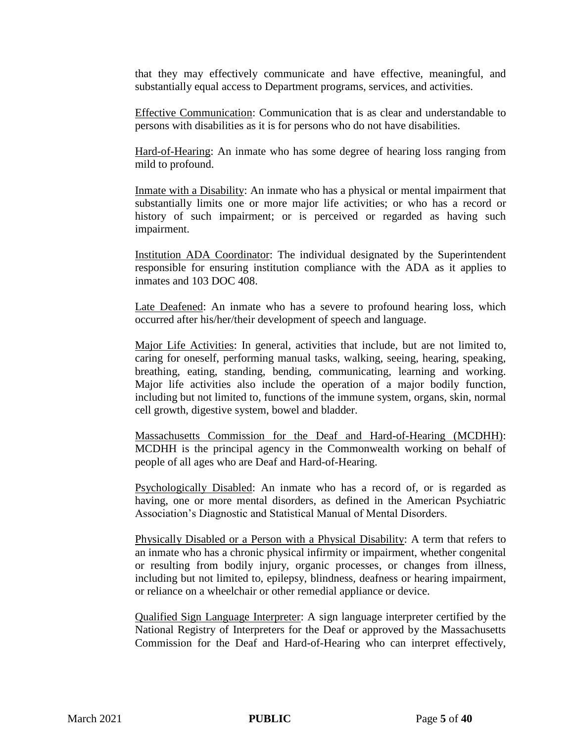that they may effectively communicate and have effective, meaningful, and substantially equal access to Department programs, services, and activities.

Effective Communication: Communication that is as clear and understandable to persons with disabilities as it is for persons who do not have disabilities.

Hard-of-Hearing: An inmate who has some degree of hearing loss ranging from mild to profound.

Inmate with a Disability: An inmate who has a physical or mental impairment that substantially limits one or more major life activities; or who has a record or history of such impairment; or is perceived or regarded as having such impairment.

Institution ADA Coordinator: The individual designated by the Superintendent responsible for ensuring institution compliance with the ADA as it applies to inmates and 103 DOC 408.

Late Deafened: An inmate who has a severe to profound hearing loss, which occurred after his/her/their development of speech and language.

Major Life Activities: In general, activities that include, but are not limited to, caring for oneself, performing manual tasks, walking, seeing, hearing, speaking, breathing, eating, standing, bending, communicating, learning and working. Major life activities also include the operation of a major bodily function, including but not limited to, functions of the immune system, organs, skin, normal cell growth, digestive system, bowel and bladder.

Massachusetts Commission for the Deaf and Hard-of-Hearing (MCDHH): MCDHH is the principal agency in the Commonwealth working on behalf of people of all ages who are Deaf and Hard-of-Hearing.

Psychologically Disabled: An inmate who has a record of, or is regarded as having, one or more mental disorders, as defined in the American Psychiatric Association's Diagnostic and Statistical Manual of Mental Disorders.

Physically Disabled or a Person with a Physical Disability: A term that refers to an inmate who has a chronic physical infirmity or impairment, whether congenital or resulting from bodily injury, organic processes, or changes from illness, including but not limited to, epilepsy, blindness, deafness or hearing impairment, or reliance on a wheelchair or other remedial appliance or device.

Qualified Sign Language Interpreter: A sign language interpreter certified by the National Registry of Interpreters for the Deaf or approved by the Massachusetts Commission for the Deaf and Hard-of-Hearing who can interpret effectively,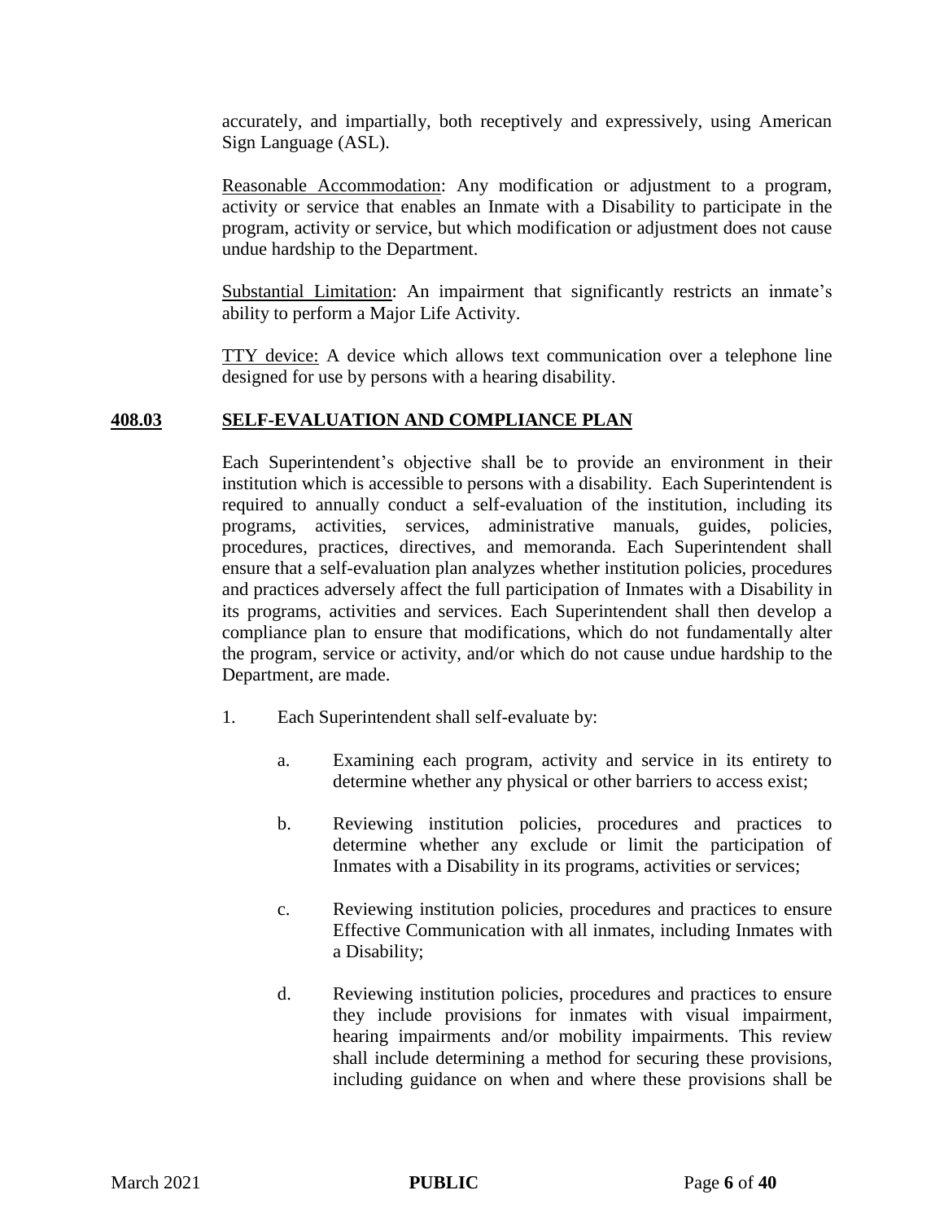accurately, and impartially, both receptively and expressively, using American Sign Language (ASL).

Reasonable Accommodation: Any modification or adjustment to a program, activity or service that enables an Inmate with a Disability to participate in the program, activity or service, but which modification or adjustment does not cause undue hardship to the Department.

Substantial Limitation: An impairment that significantly restricts an inmate's ability to perform a Major Life Activity.

TTY device: A device which allows text communication over a telephone line designed for use by persons with a hearing disability.

## 408.03 SELF-EVALUATION AND COMPLIANCE PLAN

Each Superintendent's objective shall be to provide an environment in their institution which is accessible to persons with a disability. Each Superintendent is required to annually conduct a self-evaluation of the institution, including its programs, activities, services, administrative manuals, guides, policies, procedures, practices, directives, and memoranda. Each Superintendent shall ensure that a self-evaluation plan analyzes whether institution policies, procedures and practices adversely affect the full participation of Inmates with a Disability in its programs, activities and services. Each Superintendent shall then develop a compliance plan to ensure that modifications, which do not fundamentally alter the program, service or activity, and/or which do not cause undue hardship to the Department, are made.

1. Each Superintendent shall self-evaluate by:

   a. Examining each program, activity and service in its entirety to determine whether any physical or other barriers to access exist;

   b. Reviewing institution policies, procedures and practices to determine whether any exclude or limit the participation of Inmates with a Disability in its programs, activities or services;

   c. Reviewing institution policies, procedures and practices to ensure Effective Communication with all inmates, including Inmates with a Disability;

   d. Reviewing institution policies, procedures and practices to ensure they include provisions for inmates with visual impairment, hearing impairments and/or mobility impairments. This review shall include determining a method for securing these provisions, including guidance on when and where these provisions shall be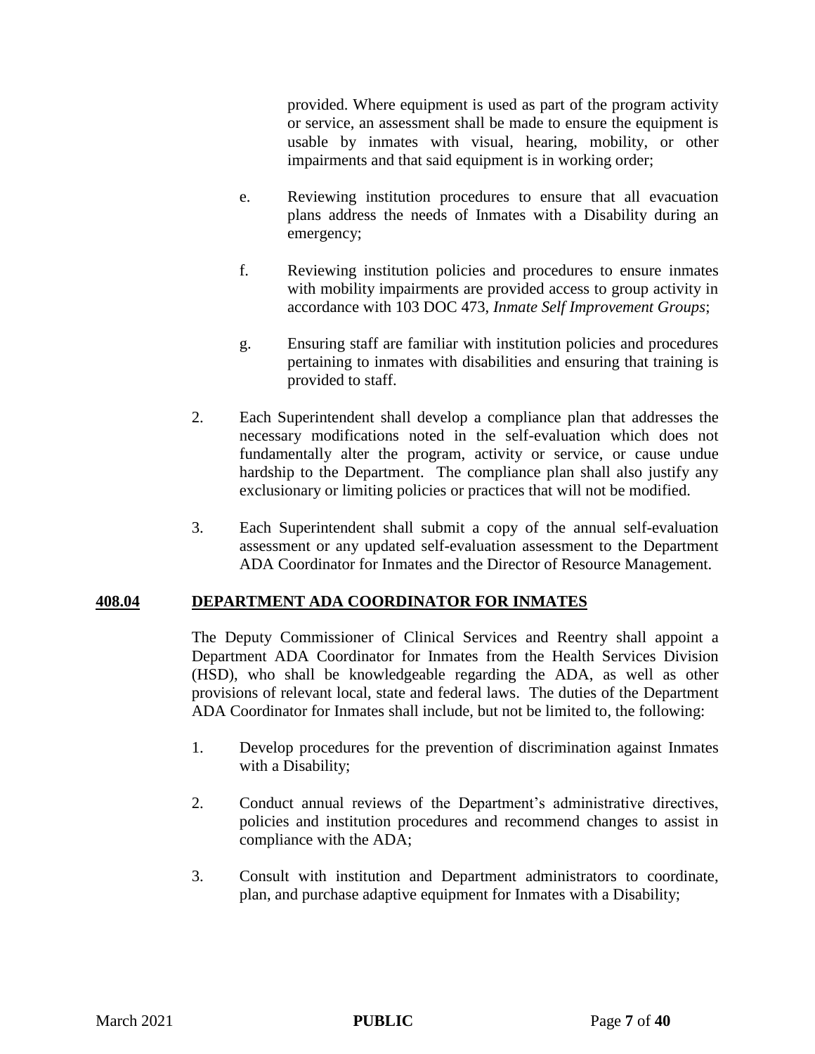provided. Where equipment is used as part of the program activity or service, an assessment shall be made to ensure the equipment is usable by inmates with visual, hearing, mobility, or other impairments and that said equipment is in working order;

e. Reviewing institution procedures to ensure that all evacuation plans address the needs of Inmates with a Disability during an emergency;

f. Reviewing institution policies and procedures to ensure inmates with mobility impairments are provided access to group activity in accordance with 103 DOC 473, *Inmate Self Improvement Groups*;

g. Ensuring staff are familiar with institution policies and procedures pertaining to inmates with disabilities and ensuring that training is provided to staff.

2. Each Superintendent shall develop a compliance plan that addresses the necessary modifications noted in the self-evaluation which does not fundamentally alter the program, activity or service, or cause undue hardship to the Department. The compliance plan shall also justify any exclusionary or limiting policies or practices that will not be modified.

3. Each Superintendent shall submit a copy of the annual self-evaluation assessment or any updated self-evaluation assessment to the Department ADA Coordinator for Inmates and the Director of Resource Management.

## 408.04 DEPARTMENT ADA COORDINATOR FOR INMATES

The Deputy Commissioner of Clinical Services and Reentry shall appoint a Department ADA Coordinator for Inmates from the Health Services Division (HSD), who shall be knowledgeable regarding the ADA, as well as other provisions of relevant local, state and federal laws. The duties of the Department ADA Coordinator for Inmates shall include, but not be limited to, the following:

1. Develop procedures for the prevention of discrimination against Inmates with a Disability;

2. Conduct annual reviews of the Department's administrative directives, policies and institution procedures and recommend changes to assist in compliance with the ADA;

3. Consult with institution and Department administrators to coordinate, plan, and purchase adaptive equipment for Inmates with a Disability;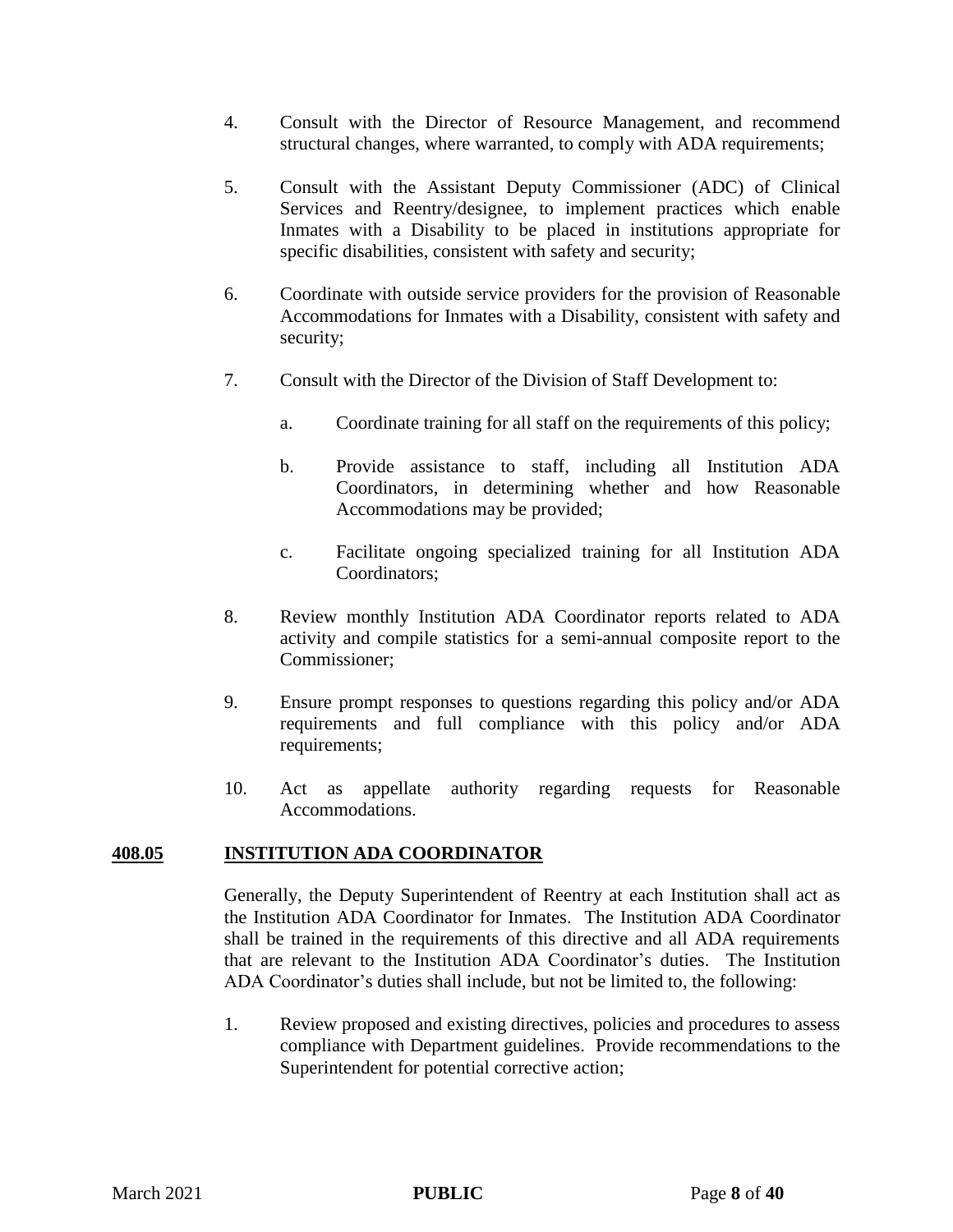4. Consult with the Director of Resource Management, and recommend structural changes, where warranted, to comply with ADA requirements;

5. Consult with the Assistant Deputy Commissioner (ADC) of Clinical Services and Reentry/designee, to implement practices which enable Inmates with a Disability to be placed in institutions appropriate for specific disabilities, consistent with safety and security;

6. Coordinate with outside service providers for the provision of Reasonable Accommodations for Inmates with a Disability, consistent with safety and security;

7. Consult with the Director of the Division of Staff Development to:

   a. Coordinate training for all staff on the requirements of this policy;

   b. Provide assistance to staff, including all Institution ADA Coordinators, in determining whether and how Reasonable Accommodations may be provided;

   c. Facilitate ongoing specialized training for all Institution ADA Coordinators;

8. Review monthly Institution ADA Coordinator reports related to ADA activity and compile statistics for a semi-annual composite report to the Commissioner;

9. Ensure prompt responses to questions regarding this policy and/or ADA requirements and full compliance with this policy and/or ADA requirements;

10. Act as appellate authority regarding requests for Reasonable Accommodations.

## 408.05 INSTITUTION ADA COORDINATOR

Generally, the Deputy Superintendent of Reentry at each Institution shall act as the Institution ADA Coordinator for Inmates. The Institution ADA Coordinator shall be trained in the requirements of this directive and all ADA requirements that are relevant to the Institution ADA Coordinator's duties. The Institution ADA Coordinator's duties shall include, but not be limited to, the following:

1. Review proposed and existing directives, policies and procedures to assess compliance with Department guidelines. Provide recommendations to the Superintendent for potential corrective action;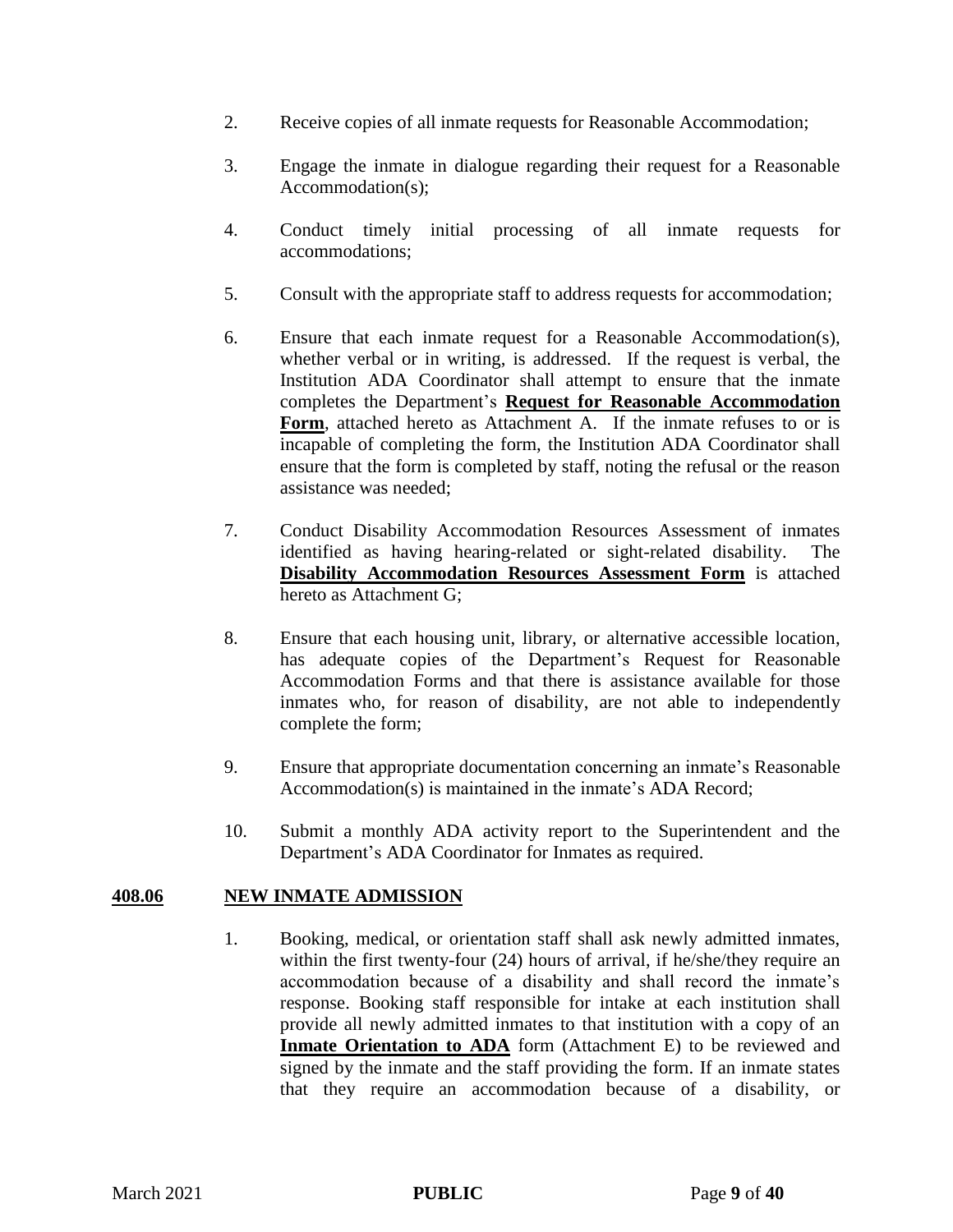2. Receive copies of all inmate requests for Reasonable Accommodation;

3. Engage the inmate in dialogue regarding their request for a Reasonable Accommodation(s);

4. Conduct timely initial processing of all inmate requests for accommodations;

5. Consult with the appropriate staff to address requests for accommodation;

6. Ensure that each inmate request for a Reasonable Accommodation(s), whether verbal or in writing, is addressed. If the request is verbal, the Institution ADA Coordinator shall attempt to ensure that the inmate completes the Department's **Request for Reasonable Accommodation Form**, attached hereto as Attachment A. If the inmate refuses to or is incapable of completing the form, the Institution ADA Coordinator shall ensure that the form is completed by staff, noting the refusal or the reason assistance was needed;

7. Conduct Disability Accommodation Resources Assessment of inmates identified as having hearing-related or sight-related disability. The **Disability Accommodation Resources Assessment Form** is attached hereto as Attachment G;

8. Ensure that each housing unit, library, or alternative accessible location, has adequate copies of the Department's Request for Reasonable Accommodation Forms and that there is assistance available for those inmates who, for reason of disability, are not able to independently complete the form;

9. Ensure that appropriate documentation concerning an inmate's Reasonable Accommodation(s) is maintained in the inmate's ADA Record;

10. Submit a monthly ADA activity report to the Superintendent and the Department's ADA Coordinator for Inmates as required.

## 408.06 NEW INMATE ADMISSION

1. Booking, medical, or orientation staff shall ask newly admitted inmates, within the first twenty-four (24) hours of arrival, if he/she/they require an accommodation because of a disability and shall record the inmate's response. Booking staff responsible for intake at each institution shall provide all newly admitted inmates to that institution with a copy of an **Inmate Orientation to ADA** form (Attachment E) to be reviewed and signed by the inmate and the staff providing the form. If an inmate states that they require an accommodation because of a disability, or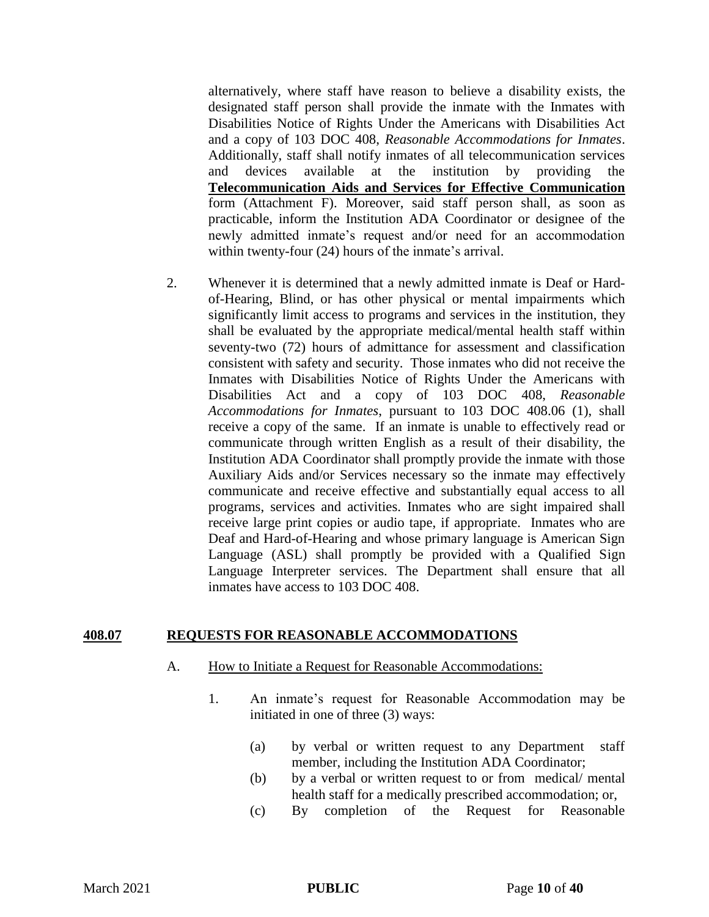alternatively, where staff have reason to believe a disability exists, the designated staff person shall provide the inmate with the Inmates with Disabilities Notice of Rights Under the Americans with Disabilities Act and a copy of 103 DOC 408, *Reasonable Accommodations for Inmates*. Additionally, staff shall notify inmates of all telecommunication services and devices available at the institution by providing the **Telecommunication Aids and Services for Effective Communication** form (Attachment F). Moreover, said staff person shall, as soon as practicable, inform the Institution ADA Coordinator or designee of the newly admitted inmate's request and/or need for an accommodation within twenty-four (24) hours of the inmate's arrival.

2. Whenever it is determined that a newly admitted inmate is Deaf or Hard-of-Hearing, Blind, or has other physical or mental impairments which significantly limit access to programs and services in the institution, they shall be evaluated by the appropriate medical/mental health staff within seventy-two (72) hours of admittance for assessment and classification consistent with safety and security. Those inmates who did not receive the Inmates with Disabilities Notice of Rights Under the Americans with Disabilities Act and a copy of 103 DOC 408, *Reasonable Accommodations for Inmates*, pursuant to 103 DOC 408.06 (1), shall receive a copy of the same. If an inmate is unable to effectively read or communicate through written English as a result of their disability, the Institution ADA Coordinator shall promptly provide the inmate with those Auxiliary Aids and/or Services necessary so the inmate may effectively communicate and receive effective and substantially equal access to all programs, services and activities. Inmates who are sight impaired shall receive large print copies or audio tape, if appropriate. Inmates who are Deaf and Hard-of-Hearing and whose primary language is American Sign Language (ASL) shall promptly be provided with a Qualified Sign Language Interpreter services. The Department shall ensure that all inmates have access to 103 DOC 408.

## 408.07 REQUESTS FOR REASONABLE ACCOMMODATIONS

A. How to Initiate a Request for Reasonable Accommodations:

1. An inmate's request for Reasonable Accommodation may be initiated in one of three (3) ways:

    (a) by verbal or written request to any Department staff member, including the Institution ADA Coordinator;

    (b) by a verbal or written request to or from medical/ mental health staff for a medically prescribed accommodation; or,

    (c) By completion of the Request for Reasonable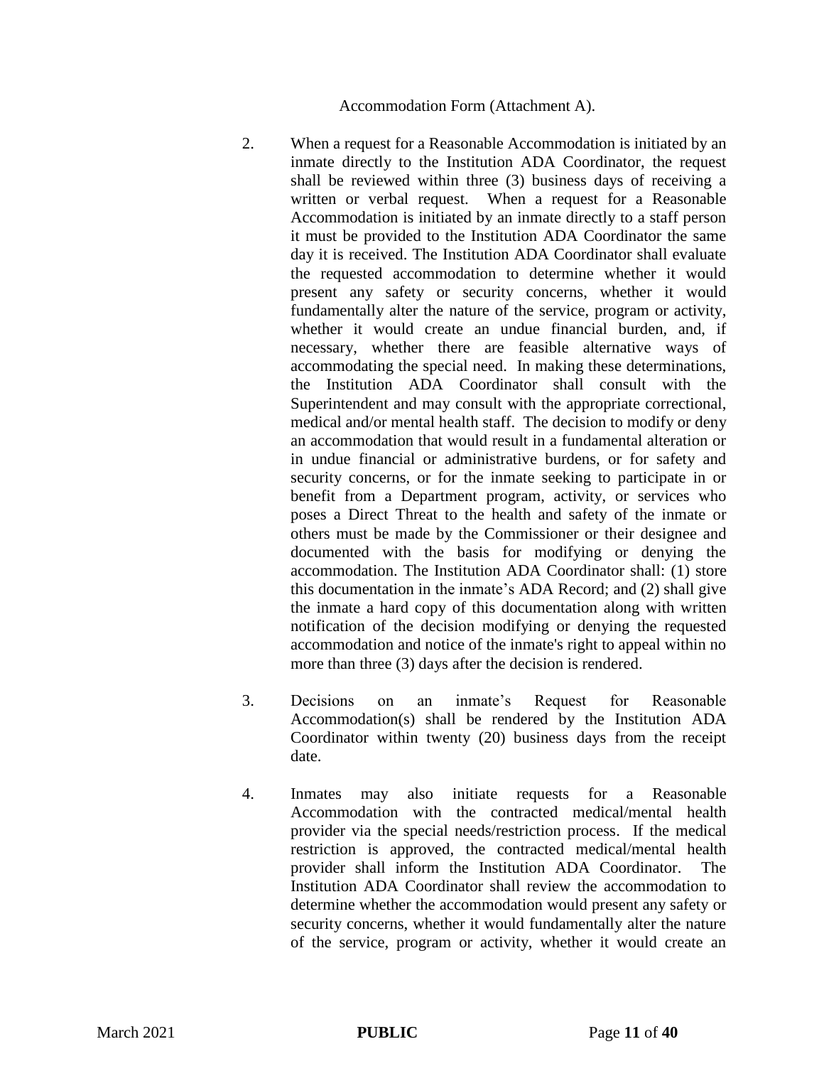Accommodation Form (Attachment A).

2. When a request for a Reasonable Accommodation is initiated by an inmate directly to the Institution ADA Coordinator, the request shall be reviewed within three (3) business days of receiving a written or verbal request. When a request for a Reasonable Accommodation is initiated by an inmate directly to a staff person it must be provided to the Institution ADA Coordinator the same day it is received. The Institution ADA Coordinator shall evaluate the requested accommodation to determine whether it would present any safety or security concerns, whether it would fundamentally alter the nature of the service, program or activity, whether it would create an undue financial burden, and, if necessary, whether there are feasible alternative ways of accommodating the special need. In making these determinations, the Institution ADA Coordinator shall consult with the Superintendent and may consult with the appropriate correctional, medical and/or mental health staff. The decision to modify or deny an accommodation that would result in a fundamental alteration or in undue financial or administrative burdens, or for safety and security concerns, or for the inmate seeking to participate in or benefit from a Department program, activity, or services who poses a Direct Threat to the health and safety of the inmate or others must be made by the Commissioner or their designee and documented with the basis for modifying or denying the accommodation. The Institution ADA Coordinator shall: (1) store this documentation in the inmate's ADA Record; and (2) shall give the inmate a hard copy of this documentation along with written notification of the decision modifying or denying the requested accommodation and notice of the inmate's right to appeal within no more than three (3) days after the decision is rendered.

3. Decisions on an inmate's Request for Reasonable Accommodation(s) shall be rendered by the Institution ADA Coordinator within twenty (20) business days from the receipt date.

4. Inmates may also initiate requests for a Reasonable Accommodation with the contracted medical/mental health provider via the special needs/restriction process. If the medical restriction is approved, the contracted medical/mental health provider shall inform the Institution ADA Coordinator. The Institution ADA Coordinator shall review the accommodation to determine whether the accommodation would present any safety or security concerns, whether it would fundamentally alter the nature of the service, program or activity, whether it would create an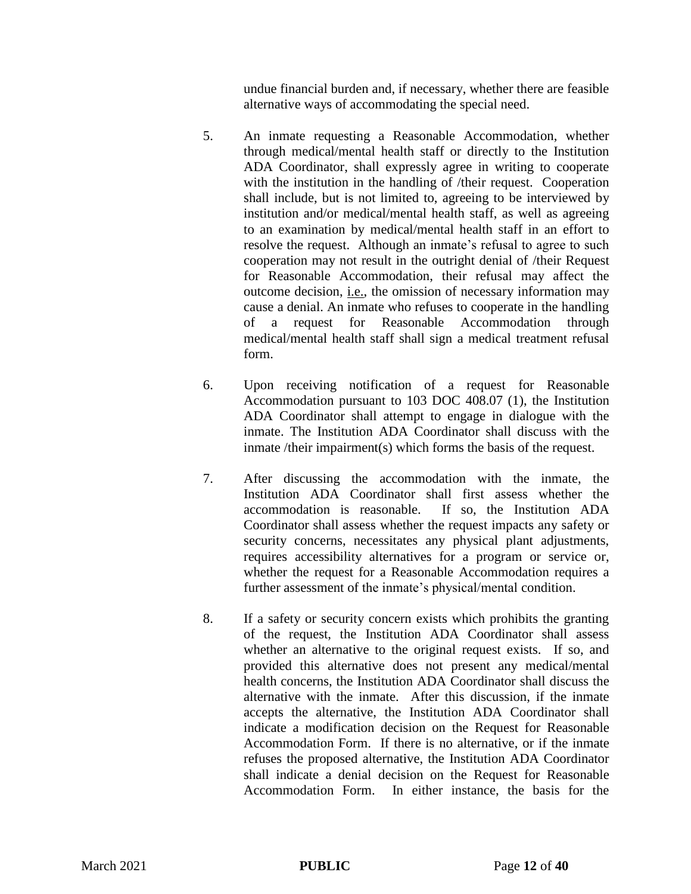undue financial burden and, if necessary, whether there are feasible alternative ways of accommodating the special need.

5. An inmate requesting a Reasonable Accommodation, whether through medical/mental health staff or directly to the Institution ADA Coordinator, shall expressly agree in writing to cooperate with the institution in the handling of /their request. Cooperation shall include, but is not limited to, agreeing to be interviewed by institution and/or medical/mental health staff, as well as agreeing to an examination by medical/mental health staff in an effort to resolve the request. Although an inmate's refusal to agree to such cooperation may not result in the outright denial of /their Request for Reasonable Accommodation, their refusal may affect the outcome decision, i.e., the omission of necessary information may cause a denial. An inmate who refuses to cooperate in the handling of a request for Reasonable Accommodation through medical/mental health staff shall sign a medical treatment refusal form.

6. Upon receiving notification of a request for Reasonable Accommodation pursuant to 103 DOC 408.07 (1), the Institution ADA Coordinator shall attempt to engage in dialogue with the inmate. The Institution ADA Coordinator shall discuss with the inmate /their impairment(s) which forms the basis of the request.

7. After discussing the accommodation with the inmate, the Institution ADA Coordinator shall first assess whether the accommodation is reasonable. If so, the Institution ADA Coordinator shall assess whether the request impacts any safety or security concerns, necessitates any physical plant adjustments, requires accessibility alternatives for a program or service or, whether the request for a Reasonable Accommodation requires a further assessment of the inmate's physical/mental condition.

8. If a safety or security concern exists which prohibits the granting of the request, the Institution ADA Coordinator shall assess whether an alternative to the original request exists. If so, and provided this alternative does not present any medical/mental health concerns, the Institution ADA Coordinator shall discuss the alternative with the inmate. After this discussion, if the inmate accepts the alternative, the Institution ADA Coordinator shall indicate a modification decision on the Request for Reasonable Accommodation Form. If there is no alternative, or if the inmate refuses the proposed alternative, the Institution ADA Coordinator shall indicate a denial decision on the Request for Reasonable Accommodation Form. In either instance, the basis for the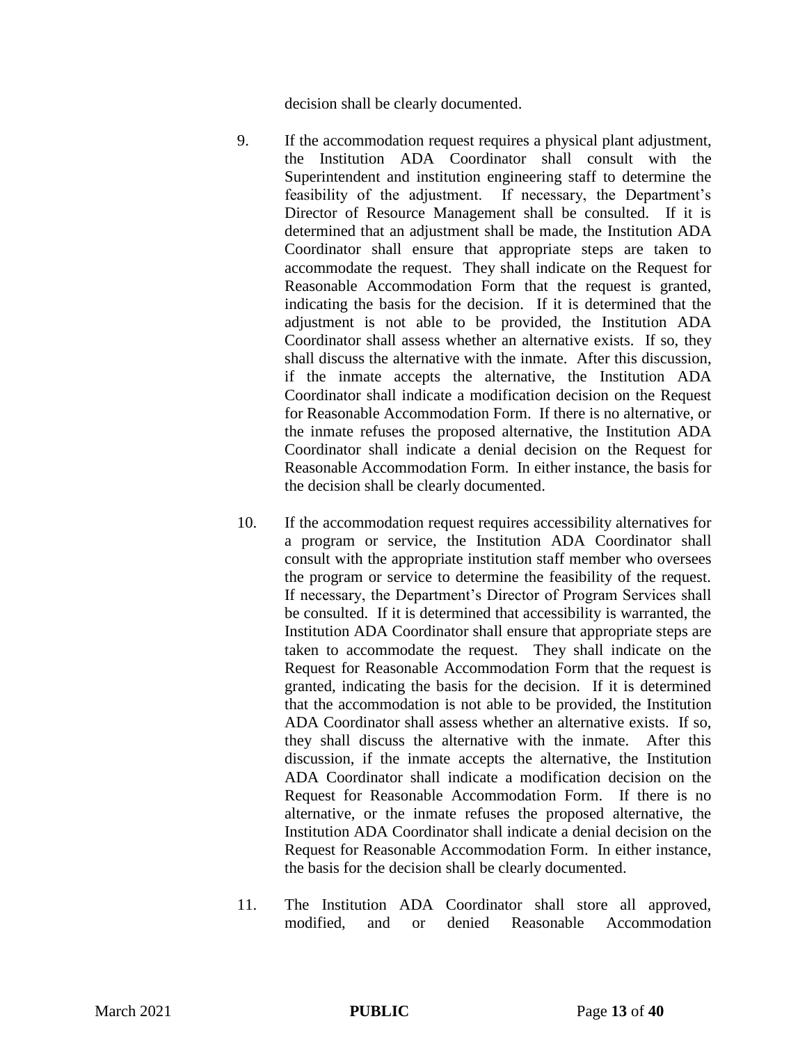decision shall be clearly documented.

9. If the accommodation request requires a physical plant adjustment, the Institution ADA Coordinator shall consult with the Superintendent and institution engineering staff to determine the feasibility of the adjustment. If necessary, the Department's Director of Resource Management shall be consulted. If it is determined that an adjustment shall be made, the Institution ADA Coordinator shall ensure that appropriate steps are taken to accommodate the request. They shall indicate on the Request for Reasonable Accommodation Form that the request is granted, indicating the basis for the decision. If it is determined that the adjustment is not able to be provided, the Institution ADA Coordinator shall assess whether an alternative exists. If so, they shall discuss the alternative with the inmate. After this discussion, if the inmate accepts the alternative, the Institution ADA Coordinator shall indicate a modification decision on the Request for Reasonable Accommodation Form. If there is no alternative, or the inmate refuses the proposed alternative, the Institution ADA Coordinator shall indicate a denial decision on the Request for Reasonable Accommodation Form. In either instance, the basis for the decision shall be clearly documented.

10. If the accommodation request requires accessibility alternatives for a program or service, the Institution ADA Coordinator shall consult with the appropriate institution staff member who oversees the program or service to determine the feasibility of the request. If necessary, the Department's Director of Program Services shall be consulted. If it is determined that accessibility is warranted, the Institution ADA Coordinator shall ensure that appropriate steps are taken to accommodate the request. They shall indicate on the Request for Reasonable Accommodation Form that the request is granted, indicating the basis for the decision. If it is determined that the accommodation is not able to be provided, the Institution ADA Coordinator shall assess whether an alternative exists. If so, they shall discuss the alternative with the inmate. After this discussion, if the inmate accepts the alternative, the Institution ADA Coordinator shall indicate a modification decision on the Request for Reasonable Accommodation Form. If there is no alternative, or the inmate refuses the proposed alternative, the Institution ADA Coordinator shall indicate a denial decision on the Request for Reasonable Accommodation Form. In either instance, the basis for the decision shall be clearly documented.

11. The Institution ADA Coordinator shall store all approved, modified, and or denied Reasonable Accommodation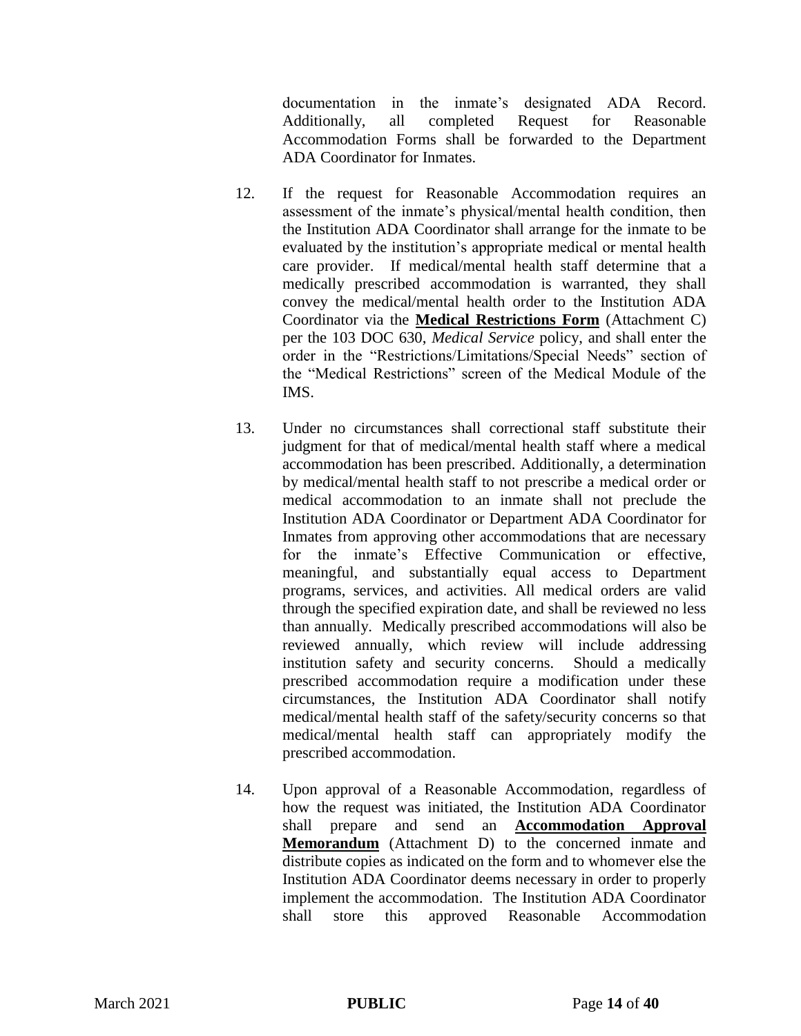documentation in the inmate's designated ADA Record. Additionally, all completed Request for Reasonable Accommodation Forms shall be forwarded to the Department ADA Coordinator for Inmates.

12. If the request for Reasonable Accommodation requires an assessment of the inmate's physical/mental health condition, then the Institution ADA Coordinator shall arrange for the inmate to be evaluated by the institution's appropriate medical or mental health care provider. If medical/mental health staff determine that a medically prescribed accommodation is warranted, they shall convey the medical/mental health order to the Institution ADA Coordinator via the **<u>Medical Restrictions Form</u>** (Attachment C) per the 103 DOC 630, *Medical Service* policy, and shall enter the order in the "Restrictions/Limitations/Special Needs" section of the "Medical Restrictions" screen of the Medical Module of the IMS.

13. Under no circumstances shall correctional staff substitute their judgment for that of medical/mental health staff where a medical accommodation has been prescribed. Additionally, a determination by medical/mental health staff to not prescribe a medical order or medical accommodation to an inmate shall not preclude the Institution ADA Coordinator or Department ADA Coordinator for Inmates from approving other accommodations that are necessary for the inmate's Effective Communication or effective, meaningful, and substantially equal access to Department programs, services, and activities. All medical orders are valid through the specified expiration date, and shall be reviewed no less than annually. Medically prescribed accommodations will also be reviewed annually, which review will include addressing institution safety and security concerns. Should a medically prescribed accommodation require a modification under these circumstances, the Institution ADA Coordinator shall notify medical/mental health staff of the safety/security concerns so that medical/mental health staff can appropriately modify the prescribed accommodation.

14. Upon approval of a Reasonable Accommodation, regardless of how the request was initiated, the Institution ADA Coordinator shall prepare and send an **<u>Accommodation Approval Memorandum</u>** (Attachment D) to the concerned inmate and distribute copies as indicated on the form and to whomever else the Institution ADA Coordinator deems necessary in order to properly implement the accommodation. The Institution ADA Coordinator shall store this approved Reasonable Accommodation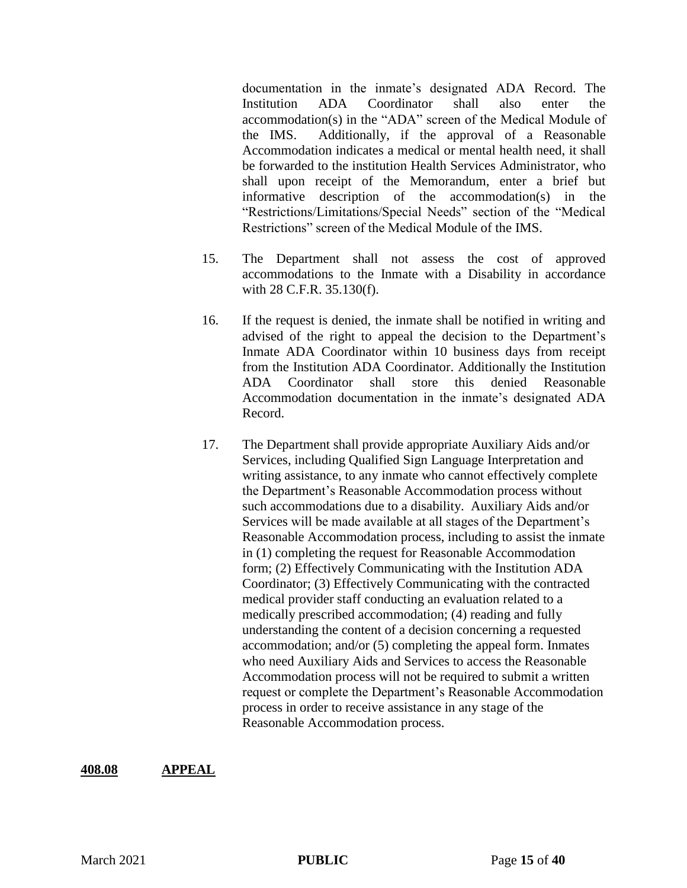documentation in the inmate's designated ADA Record. The Institution ADA Coordinator shall also enter the accommodation(s) in the "ADA" screen of the Medical Module of the IMS. Additionally, if the approval of a Reasonable Accommodation indicates a medical or mental health need, it shall be forwarded to the institution Health Services Administrator, who shall upon receipt of the Memorandum, enter a brief but informative description of the accommodation(s) in the "Restrictions/Limitations/Special Needs" section of the "Medical Restrictions" screen of the Medical Module of the IMS.

15. The Department shall not assess the cost of approved accommodations to the Inmate with a Disability in accordance with 28 C.F.R. 35.130(f).

16. If the request is denied, the inmate shall be notified in writing and advised of the right to appeal the decision to the Department's Inmate ADA Coordinator within 10 business days from receipt from the Institution ADA Coordinator. Additionally the Institution ADA Coordinator shall store this denied Reasonable Accommodation documentation in the inmate's designated ADA Record.

17. The Department shall provide appropriate Auxiliary Aids and/or Services, including Qualified Sign Language Interpretation and writing assistance, to any inmate who cannot effectively complete the Department's Reasonable Accommodation process without such accommodations due to a disability. Auxiliary Aids and/or Services will be made available at all stages of the Department's Reasonable Accommodation process, including to assist the inmate in (1) completing the request for Reasonable Accommodation form; (2) Effectively Communicating with the Institution ADA Coordinator; (3) Effectively Communicating with the contracted medical provider staff conducting an evaluation related to a medically prescribed accommodation; (4) reading and fully understanding the content of a decision concerning a requested accommodation; and/or (5) completing the appeal form. Inmates who need Auxiliary Aids and Services to access the Reasonable Accommodation process will not be required to submit a written request or complete the Department's Reasonable Accommodation process in order to receive assistance in any stage of the Reasonable Accommodation process.

## 408.08 APPEAL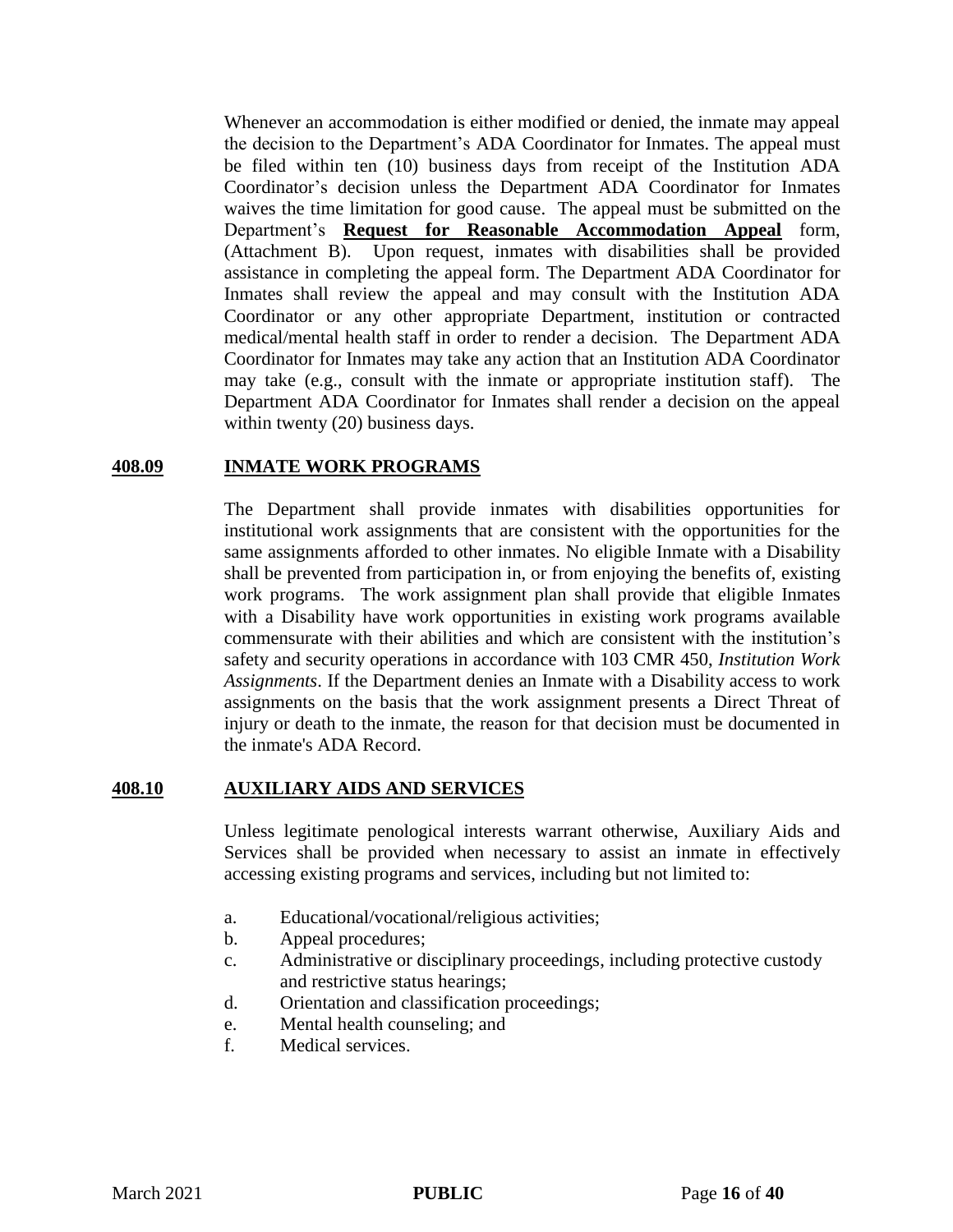Whenever an accommodation is either modified or denied, the inmate may appeal the decision to the Department's ADA Coordinator for Inmates. The appeal must be filed within ten (10) business days from receipt of the Institution ADA Coordinator's decision unless the Department ADA Coordinator for Inmates waives the time limitation for good cause. The appeal must be submitted on the Department's **Request for Reasonable Accommodation Appeal** form, (Attachment B). Upon request, inmates with disabilities shall be provided assistance in completing the appeal form. The Department ADA Coordinator for Inmates shall review the appeal and may consult with the Institution ADA Coordinator or any other appropriate Department, institution or contracted medical/mental health staff in order to render a decision. The Department ADA Coordinator for Inmates may take any action that an Institution ADA Coordinator may take (e.g., consult with the inmate or appropriate institution staff). The Department ADA Coordinator for Inmates shall render a decision on the appeal within twenty (20) business days.

## 408.09 INMATE WORK PROGRAMS

The Department shall provide inmates with disabilities opportunities for institutional work assignments that are consistent with the opportunities for the same assignments afforded to other inmates. No eligible Inmate with a Disability shall be prevented from participation in, or from enjoying the benefits of, existing work programs. The work assignment plan shall provide that eligible Inmates with a Disability have work opportunities in existing work programs available commensurate with their abilities and which are consistent with the institution's safety and security operations in accordance with 103 CMR 450, *Institution Work Assignments*. If the Department denies an Inmate with a Disability access to work assignments on the basis that the work assignment presents a Direct Threat of injury or death to the inmate, the reason for that decision must be documented in the inmate's ADA Record.

## 408.10 AUXILIARY AIDS AND SERVICES

Unless legitimate penological interests warrant otherwise, Auxiliary Aids and Services shall be provided when necessary to assist an inmate in effectively accessing existing programs and services, including but not limited to:

a. Educational/vocational/religious activities;
b. Appeal procedures;
c. Administrative or disciplinary proceedings, including protective custody and restrictive status hearings;
d. Orientation and classification proceedings;
e. Mental health counseling; and
f. Medical services.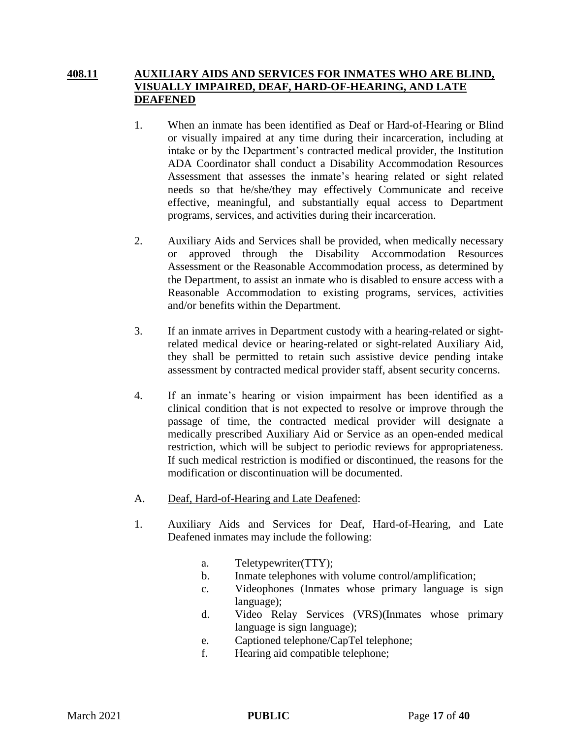## 408.11 AUXILIARY AIDS AND SERVICES FOR INMATES WHO ARE BLIND, VISUALLY IMPAIRED, DEAF, HARD-OF-HEARING, AND LATE DEAFENED

1. When an inmate has been identified as Deaf or Hard-of-Hearing or Blind or visually impaired at any time during their incarceration, including at intake or by the Department's contracted medical provider, the Institution ADA Coordinator shall conduct a Disability Accommodation Resources Assessment that assesses the inmate's hearing related or sight related needs so that he/she/they may effectively Communicate and receive effective, meaningful, and substantially equal access to Department programs, services, and activities during their incarceration.

2. Auxiliary Aids and Services shall be provided, when medically necessary or approved through the Disability Accommodation Resources Assessment or the Reasonable Accommodation process, as determined by the Department, to assist an inmate who is disabled to ensure access with a Reasonable Accommodation to existing programs, services, activities and/or benefits within the Department.

3. If an inmate arrives in Department custody with a hearing-related or sight-related medical device or hearing-related or sight-related Auxiliary Aid, they shall be permitted to retain such assistive device pending intake assessment by contracted medical provider staff, absent security concerns.

4. If an inmate's hearing or vision impairment has been identified as a clinical condition that is not expected to resolve or improve through the passage of time, the contracted medical provider will designate a medically prescribed Auxiliary Aid or Service as an open-ended medical restriction, which will be subject to periodic reviews for appropriateness. If such medical restriction is modified or discontinued, the reasons for the modification or discontinuation will be documented.

A. Deaf, Hard-of-Hearing and Late Deafened:

1. Auxiliary Aids and Services for Deaf, Hard-of-Hearing, and Late Deafened inmates may include the following:

   a. Teletypewriter(TTY);
   b. Inmate telephones with volume control/amplification;
   c. Videophones (Inmates whose primary language is sign language);
   d. Video Relay Services (VRS)(Inmates whose primary language is sign language);
   e. Captioned telephone/CapTel telephone;
   f. Hearing aid compatible telephone;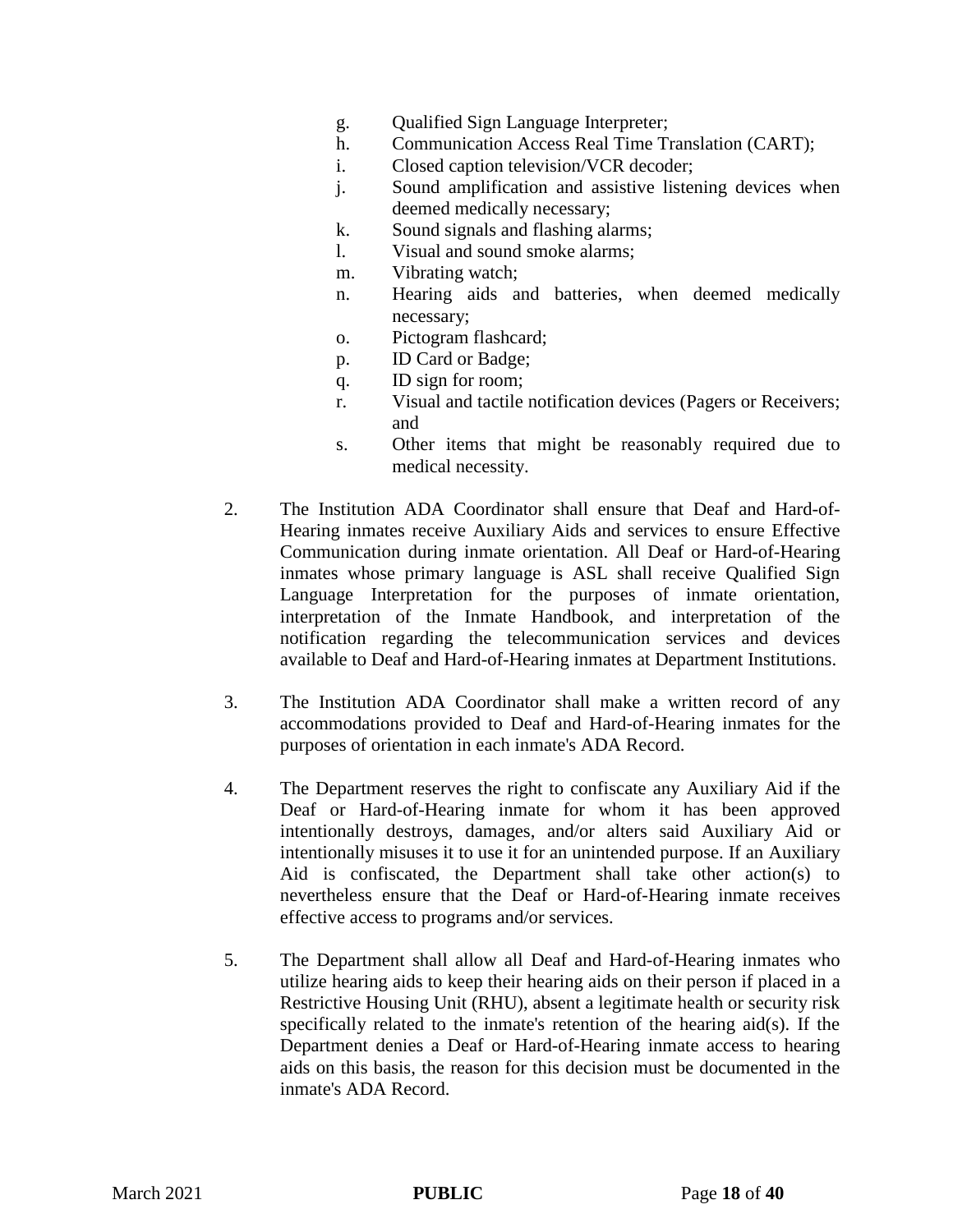g. Qualified Sign Language Interpreter;
h. Communication Access Real Time Translation (CART);
i. Closed caption television/VCR decoder;
j. Sound amplification and assistive listening devices when deemed medically necessary;
k. Sound signals and flashing alarms;
l. Visual and sound smoke alarms;
m. Vibrating watch;
n. Hearing aids and batteries, when deemed medically necessary;
o. Pictogram flashcard;
p. ID Card or Badge;
q. ID sign for room;
r. Visual and tactile notification devices (Pagers or Receivers; and
s. Other items that might be reasonably required due to medical necessity.

2. The Institution ADA Coordinator shall ensure that Deaf and Hard-of-Hearing inmates receive Auxiliary Aids and services to ensure Effective Communication during inmate orientation. All Deaf or Hard-of-Hearing inmates whose primary language is ASL shall receive Qualified Sign Language Interpretation for the purposes of inmate orientation, interpretation of the Inmate Handbook, and interpretation of the notification regarding the telecommunication services and devices available to Deaf and Hard-of-Hearing inmates at Department Institutions.

3. The Institution ADA Coordinator shall make a written record of any accommodations provided to Deaf and Hard-of-Hearing inmates for the purposes of orientation in each inmate's ADA Record.

4. The Department reserves the right to confiscate any Auxiliary Aid if the Deaf or Hard-of-Hearing inmate for whom it has been approved intentionally destroys, damages, and/or alters said Auxiliary Aid or intentionally misuses it to use it for an unintended purpose. If an Auxiliary Aid is confiscated, the Department shall take other action(s) to nevertheless ensure that the Deaf or Hard-of-Hearing inmate receives effective access to programs and/or services.

5. The Department shall allow all Deaf and Hard-of-Hearing inmates who utilize hearing aids to keep their hearing aids on their person if placed in a Restrictive Housing Unit (RHU), absent a legitimate health or security risk specifically related to the inmate's retention of the hearing aid(s). If the Department denies a Deaf or Hard-of-Hearing inmate access to hearing aids on this basis, the reason for this decision must be documented in the inmate's ADA Record.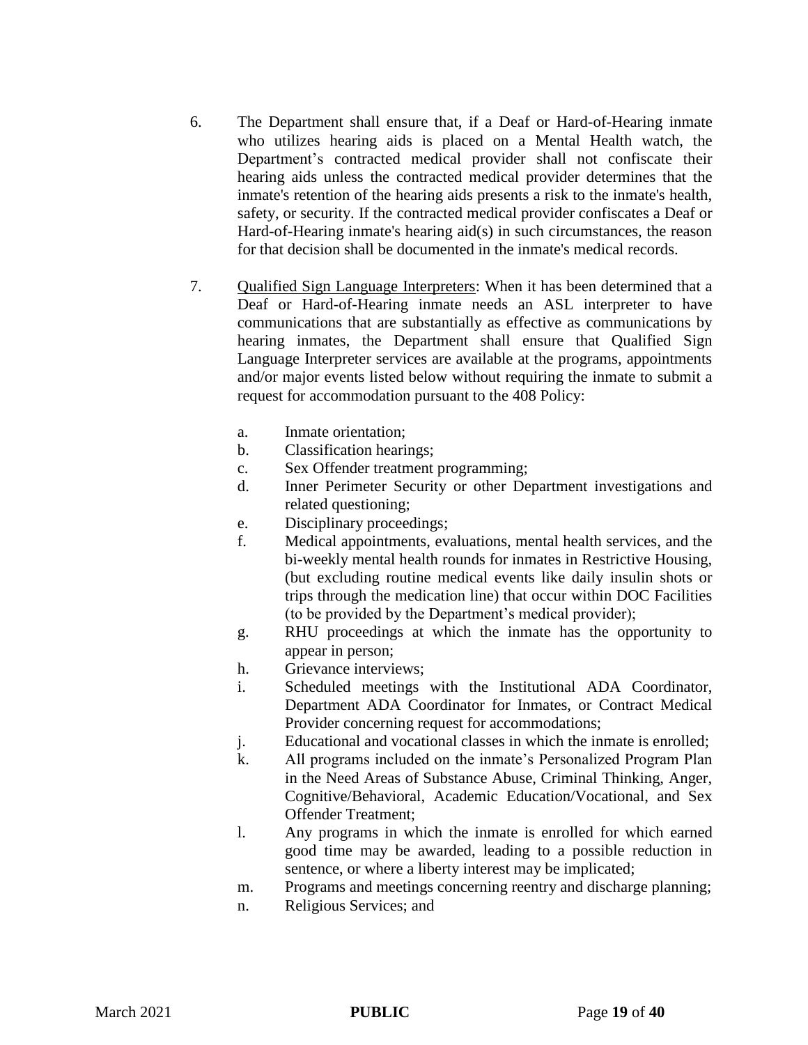6. The Department shall ensure that, if a Deaf or Hard-of-Hearing inmate who utilizes hearing aids is placed on a Mental Health watch, the Department's contracted medical provider shall not confiscate their hearing aids unless the contracted medical provider determines that the inmate's retention of the hearing aids presents a risk to the inmate's health, safety, or security. If the contracted medical provider confiscates a Deaf or Hard-of-Hearing inmate's hearing aid(s) in such circumstances, the reason for that decision shall be documented in the inmate's medical records.

7. <u>Qualified Sign Language Interpreters</u>: When it has been determined that a Deaf or Hard-of-Hearing inmate needs an ASL interpreter to have communications that are substantially as effective as communications by hearing inmates, the Department shall ensure that Qualified Sign Language Interpreter services are available at the programs, appointments and/or major events listed below without requiring the inmate to submit a request for accommodation pursuant to the 408 Policy:

   a. Inmate orientation;
   b. Classification hearings;
   c. Sex Offender treatment programming;
   d. Inner Perimeter Security or other Department investigations and related questioning;
   e. Disciplinary proceedings;
   f. Medical appointments, evaluations, mental health services, and the bi-weekly mental health rounds for inmates in Restrictive Housing, (but excluding routine medical events like daily insulin shots or trips through the medication line) that occur within DOC Facilities (to be provided by the Department's medical provider);
   g. RHU proceedings at which the inmate has the opportunity to appear in person;
   h. Grievance interviews;
   i. Scheduled meetings with the Institutional ADA Coordinator, Department ADA Coordinator for Inmates, or Contract Medical Provider concerning request for accommodations;
   j. Educational and vocational classes in which the inmate is enrolled;
   k. All programs included on the inmate's Personalized Program Plan in the Need Areas of Substance Abuse, Criminal Thinking, Anger, Cognitive/Behavioral, Academic Education/Vocational, and Sex Offender Treatment;
   l. Any programs in which the inmate is enrolled for which earned good time may be awarded, leading to a possible reduction in sentence, or where a liberty interest may be implicated;
   m. Programs and meetings concerning reentry and discharge planning;
   n. Religious Services; and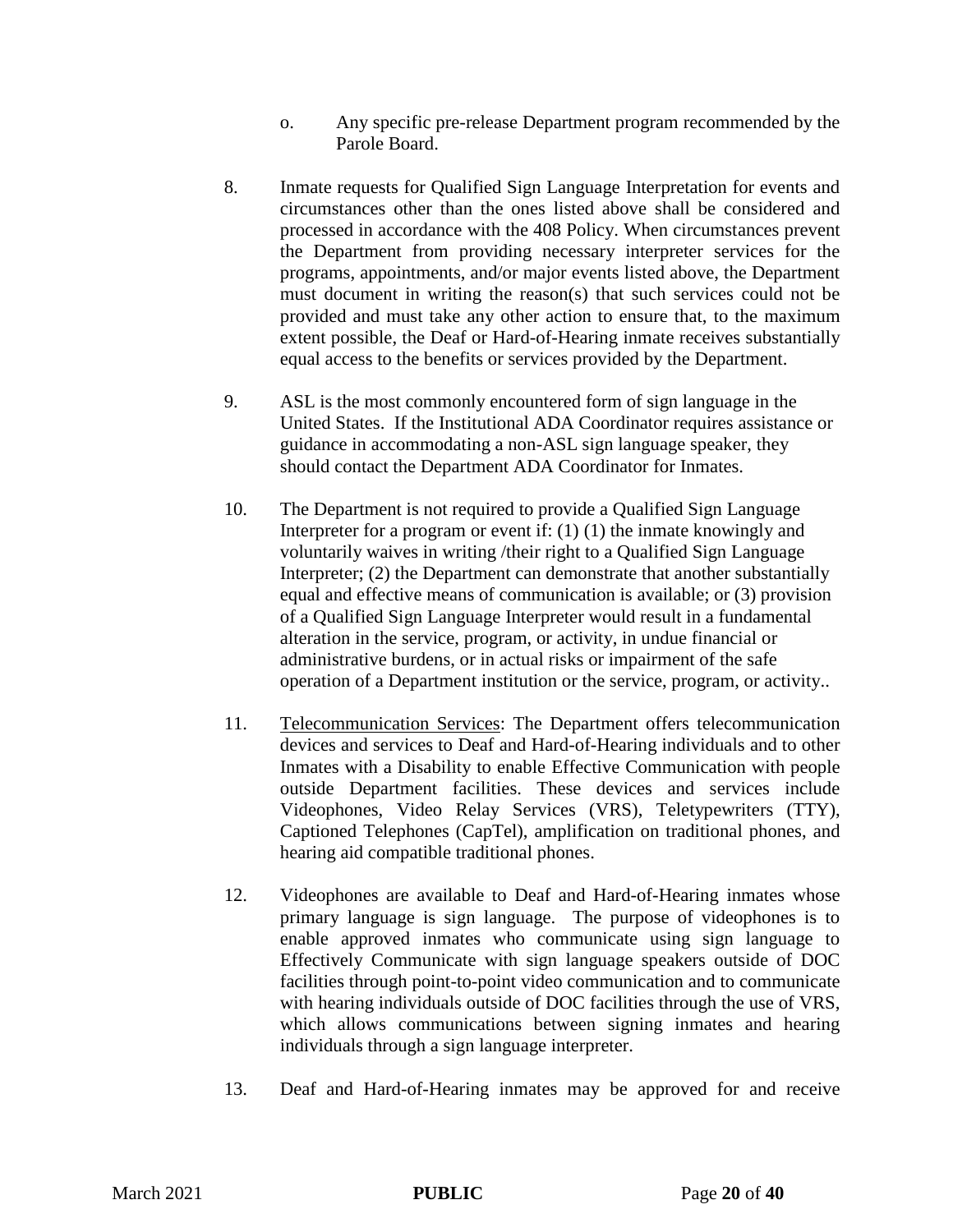o. Any specific pre-release Department program recommended by the Parole Board.

8. Inmate requests for Qualified Sign Language Interpretation for events and circumstances other than the ones listed above shall be considered and processed in accordance with the 408 Policy. When circumstances prevent the Department from providing necessary interpreter services for the programs, appointments, and/or major events listed above, the Department must document in writing the reason(s) that such services could not be provided and must take any other action to ensure that, to the maximum extent possible, the Deaf or Hard-of-Hearing inmate receives substantially equal access to the benefits or services provided by the Department.

9. ASL is the most commonly encountered form of sign language in the United States. If the Institutional ADA Coordinator requires assistance or guidance in accommodating a non-ASL sign language speaker, they should contact the Department ADA Coordinator for Inmates.

10. The Department is not required to provide a Qualified Sign Language Interpreter for a program or event if: (1) (1) the inmate knowingly and voluntarily waives in writing /their right to a Qualified Sign Language Interpreter; (2) the Department can demonstrate that another substantially equal and effective means of communication is available; or (3) provision of a Qualified Sign Language Interpreter would result in a fundamental alteration in the service, program, or activity, in undue financial or administrative burdens, or in actual risks or impairment of the safe operation of a Department institution or the service, program, or activity..

11. <u>Telecommunication Services</u>: The Department offers telecommunication devices and services to Deaf and Hard-of-Hearing individuals and to other Inmates with a Disability to enable Effective Communication with people outside Department facilities. These devices and services include Videophones, Video Relay Services (VRS), Teletypewriters (TTY), Captioned Telephones (CapTel), amplification on traditional phones, and hearing aid compatible traditional phones.

12. Videophones are available to Deaf and Hard-of-Hearing inmates whose primary language is sign language. The purpose of videophones is to enable approved inmates who communicate using sign language to Effectively Communicate with sign language speakers outside of DOC facilities through point-to-point video communication and to communicate with hearing individuals outside of DOC facilities through the use of VRS, which allows communications between signing inmates and hearing individuals through a sign language interpreter.

13. Deaf and Hard-of-Hearing inmates may be approved for and receive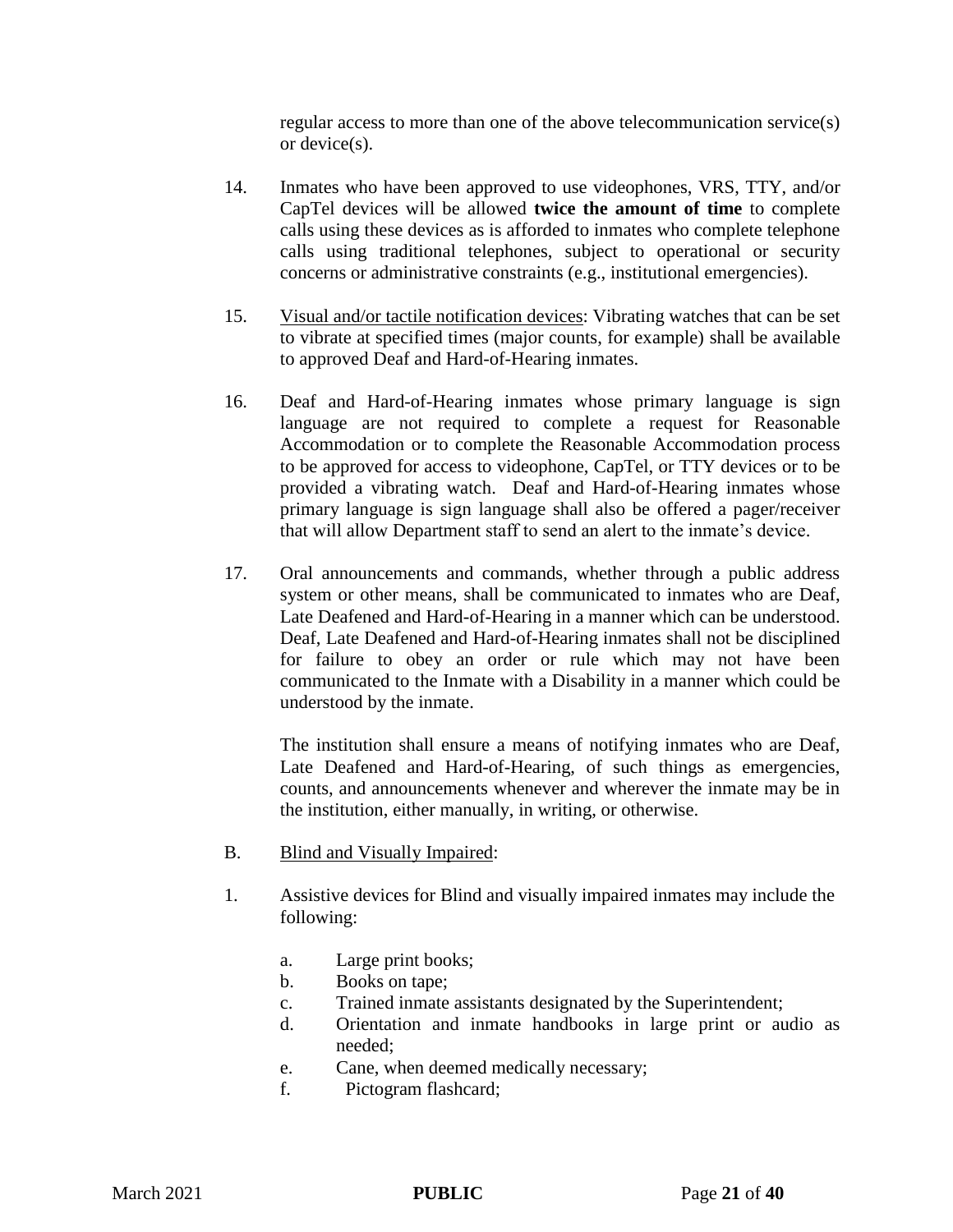regular access to more than one of the above telecommunication service(s) or device(s).

14. Inmates who have been approved to use videophones, VRS, TTY, and/or CapTel devices will be allowed **twice the amount of time** to complete calls using these devices as is afforded to inmates who complete telephone calls using traditional telephones, subject to operational or security concerns or administrative constraints (e.g., institutional emergencies).

15. Visual and/or tactile notification devices: Vibrating watches that can be set to vibrate at specified times (major counts, for example) shall be available to approved Deaf and Hard-of-Hearing inmates.

16. Deaf and Hard-of-Hearing inmates whose primary language is sign language are not required to complete a request for Reasonable Accommodation or to complete the Reasonable Accommodation process to be approved for access to videophone, CapTel, or TTY devices or to be provided a vibrating watch. Deaf and Hard-of-Hearing inmates whose primary language is sign language shall also be offered a pager/receiver that will allow Department staff to send an alert to the inmate's device.

17. Oral announcements and commands, whether through a public address system or other means, shall be communicated to inmates who are Deaf, Late Deafened and Hard-of-Hearing in a manner which can be understood. Deaf, Late Deafened and Hard-of-Hearing inmates shall not be disciplined for failure to obey an order or rule which may not have been communicated to the Inmate with a Disability in a manner which could be understood by the inmate.

    The institution shall ensure a means of notifying inmates who are Deaf, Late Deafened and Hard-of-Hearing, of such things as emergencies, counts, and announcements whenever and wherever the inmate may be in the institution, either manually, in writing, or otherwise.

B. Blind and Visually Impaired:

1. Assistive devices for Blind and visually impaired inmates may include the following:

    a. Large print books;
    b. Books on tape;
    c. Trained inmate assistants designated by the Superintendent;
    d. Orientation and inmate handbooks in large print or audio as needed;
    e. Cane, when deemed medically necessary;
    f. Pictogram flashcard;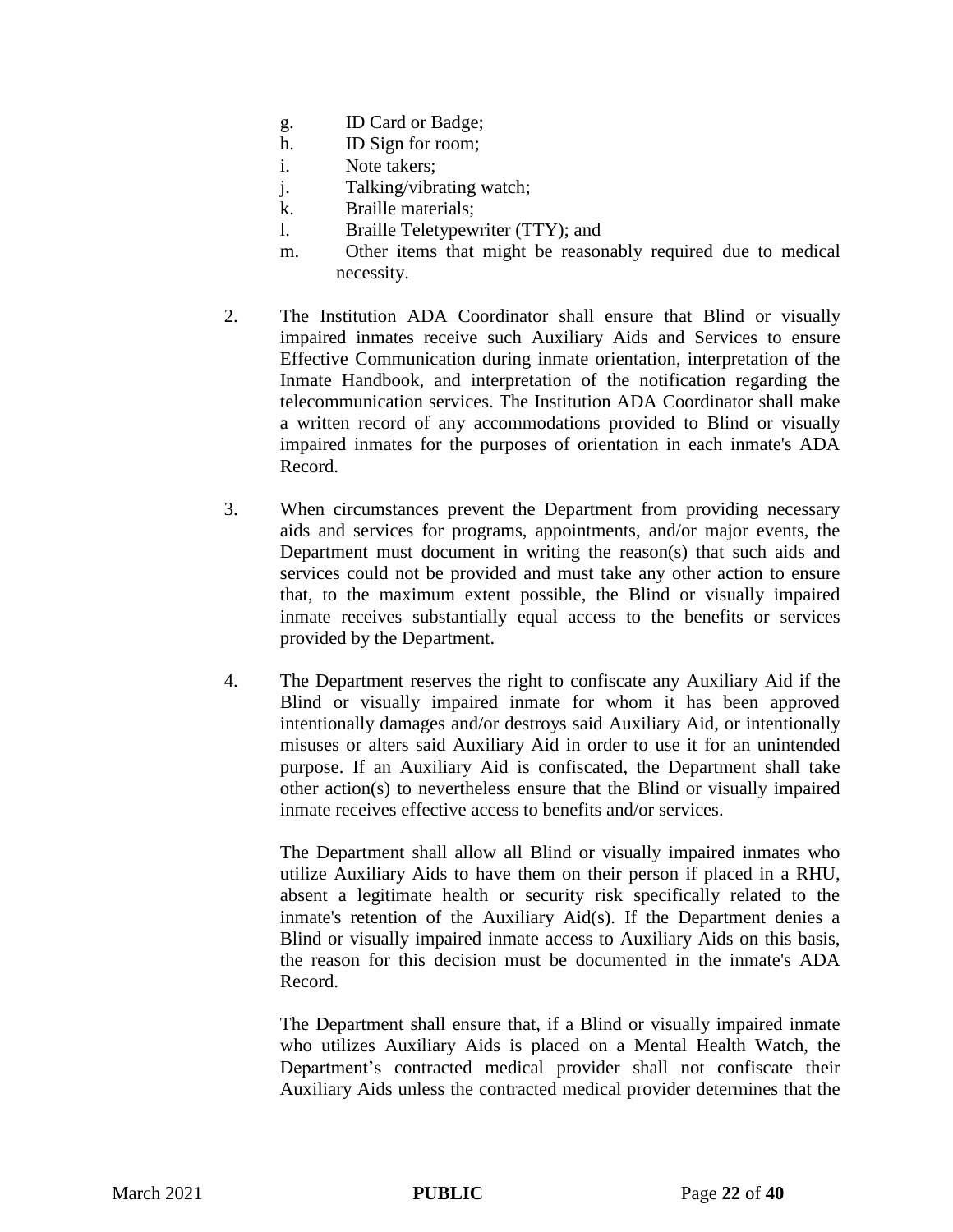g. ID Card or Badge;
h. ID Sign for room;
i. Note takers;
j. Talking/vibrating watch;
k. Braille materials;
l. Braille Teletypewriter (TTY); and
m. Other items that might be reasonably required due to medical necessity.

2. The Institution ADA Coordinator shall ensure that Blind or visually impaired inmates receive such Auxiliary Aids and Services to ensure Effective Communication during inmate orientation, interpretation of the Inmate Handbook, and interpretation of the notification regarding the telecommunication services. The Institution ADA Coordinator shall make a written record of any accommodations provided to Blind or visually impaired inmates for the purposes of orientation in each inmate's ADA Record.

3. When circumstances prevent the Department from providing necessary aids and services for programs, appointments, and/or major events, the Department must document in writing the reason(s) that such aids and services could not be provided and must take any other action to ensure that, to the maximum extent possible, the Blind or visually impaired inmate receives substantially equal access to the benefits or services provided by the Department.

4. The Department reserves the right to confiscate any Auxiliary Aid if the Blind or visually impaired inmate for whom it has been approved intentionally damages and/or destroys said Auxiliary Aid, or intentionally misuses or alters said Auxiliary Aid in order to use it for an unintended purpose. If an Auxiliary Aid is confiscated, the Department shall take other action(s) to nevertheless ensure that the Blind or visually impaired inmate receives effective access to benefits and/or services.

   The Department shall allow all Blind or visually impaired inmates who utilize Auxiliary Aids to have them on their person if placed in a RHU, absent a legitimate health or security risk specifically related to the inmate's retention of the Auxiliary Aid(s). If the Department denies a Blind or visually impaired inmate access to Auxiliary Aids on this basis, the reason for this decision must be documented in the inmate's ADA Record.

   The Department shall ensure that, if a Blind or visually impaired inmate who utilizes Auxiliary Aids is placed on a Mental Health Watch, the Department's contracted medical provider shall not confiscate their Auxiliary Aids unless the contracted medical provider determines that the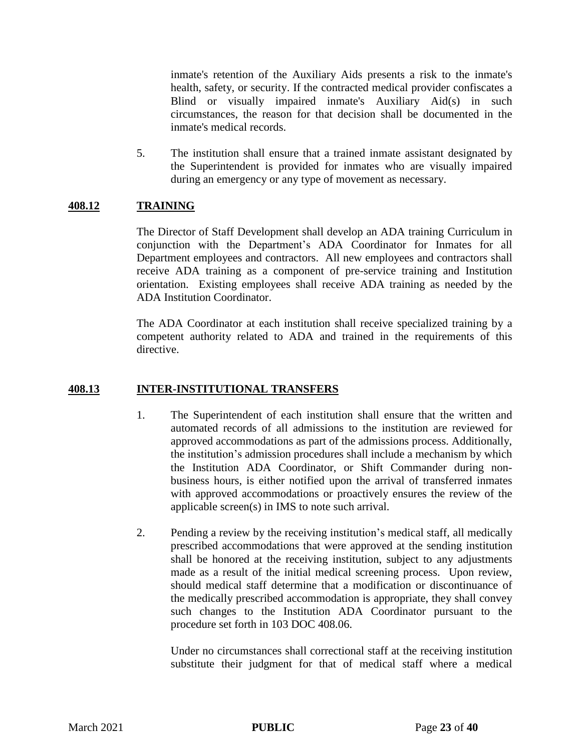inmate's retention of the Auxiliary Aids presents a risk to the inmate's health, safety, or security. If the contracted medical provider confiscates a Blind or visually impaired inmate's Auxiliary Aid(s) in such circumstances, the reason for that decision shall be documented in the inmate's medical records.

5. The institution shall ensure that a trained inmate assistant designated by the Superintendent is provided for inmates who are visually impaired during an emergency or any type of movement as necessary.

## **408.12 TRAINING**

The Director of Staff Development shall develop an ADA training Curriculum in conjunction with the Department's ADA Coordinator for Inmates for all Department employees and contractors. All new employees and contractors shall receive ADA training as a component of pre-service training and Institution orientation. Existing employees shall receive ADA training as needed by the ADA Institution Coordinator.

The ADA Coordinator at each institution shall receive specialized training by a competent authority related to ADA and trained in the requirements of this directive.

## **408.13 INTER-INSTITUTIONAL TRANSFERS**

1. The Superintendent of each institution shall ensure that the written and automated records of all admissions to the institution are reviewed for approved accommodations as part of the admissions process. Additionally, the institution's admission procedures shall include a mechanism by which the Institution ADA Coordinator, or Shift Commander during non-business hours, is either notified upon the arrival of transferred inmates with approved accommodations or proactively ensures the review of the applicable screen(s) in IMS to note such arrival.

2. Pending a review by the receiving institution's medical staff, all medically prescribed accommodations that were approved at the sending institution shall be honored at the receiving institution, subject to any adjustments made as a result of the initial medical screening process. Upon review, should medical staff determine that a modification or discontinuance of the medically prescribed accommodation is appropriate, they shall convey such changes to the Institution ADA Coordinator pursuant to the procedure set forth in 103 DOC 408.06.

   Under no circumstances shall correctional staff at the receiving institution substitute their judgment for that of medical staff where a medical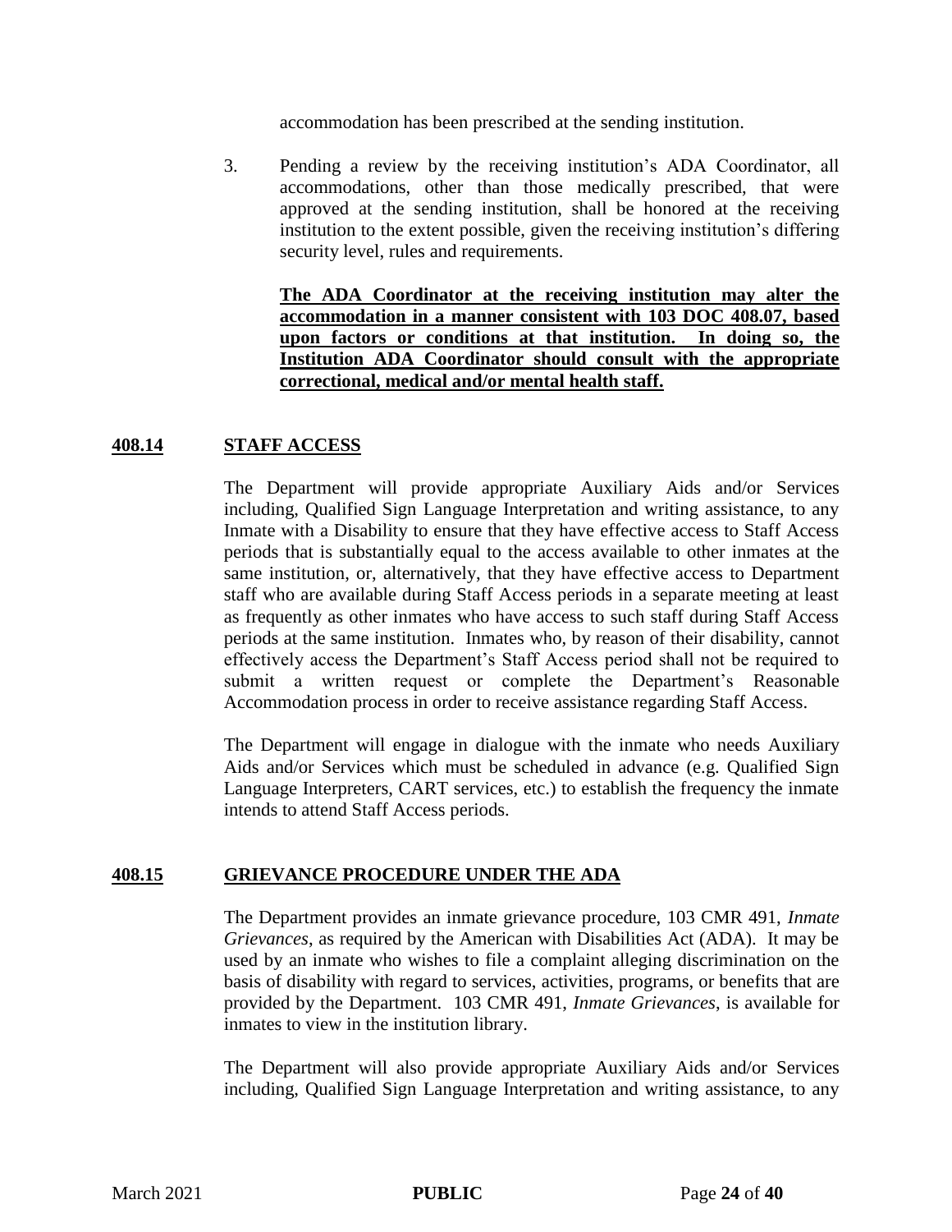accommodation has been prescribed at the sending institution.

3. Pending a review by the receiving institution's ADA Coordinator, all accommodations, other than those medically prescribed, that were approved at the sending institution, shall be honored at the receiving institution to the extent possible, given the receiving institution's differing security level, rules and requirements.

   **The ADA Coordinator at the receiving institution may alter the accommodation in a manner consistent with 103 DOC 408.07, based upon factors or conditions at that institution. In doing so, the Institution ADA Coordinator should consult with the appropriate correctional, medical and/or mental health staff.**

## 408.14 STAFF ACCESS

The Department will provide appropriate Auxiliary Aids and/or Services including, Qualified Sign Language Interpretation and writing assistance, to any Inmate with a Disability to ensure that they have effective access to Staff Access periods that is substantially equal to the access available to other inmates at the same institution, or, alternatively, that they have effective access to Department staff who are available during Staff Access periods in a separate meeting at least as frequently as other inmates who have access to such staff during Staff Access periods at the same institution. Inmates who, by reason of their disability, cannot effectively access the Department's Staff Access period shall not be required to submit a written request or complete the Department's Reasonable Accommodation process in order to receive assistance regarding Staff Access.

The Department will engage in dialogue with the inmate who needs Auxiliary Aids and/or Services which must be scheduled in advance (e.g. Qualified Sign Language Interpreters, CART services, etc.) to establish the frequency the inmate intends to attend Staff Access periods.

## 408.15 GRIEVANCE PROCEDURE UNDER THE ADA

The Department provides an inmate grievance procedure, 103 CMR 491, *Inmate Grievances*, as required by the American with Disabilities Act (ADA). It may be used by an inmate who wishes to file a complaint alleging discrimination on the basis of disability with regard to services, activities, programs, or benefits that are provided by the Department. 103 CMR 491, *Inmate Grievances*, is available for inmates to view in the institution library.

The Department will also provide appropriate Auxiliary Aids and/or Services including, Qualified Sign Language Interpretation and writing assistance, to any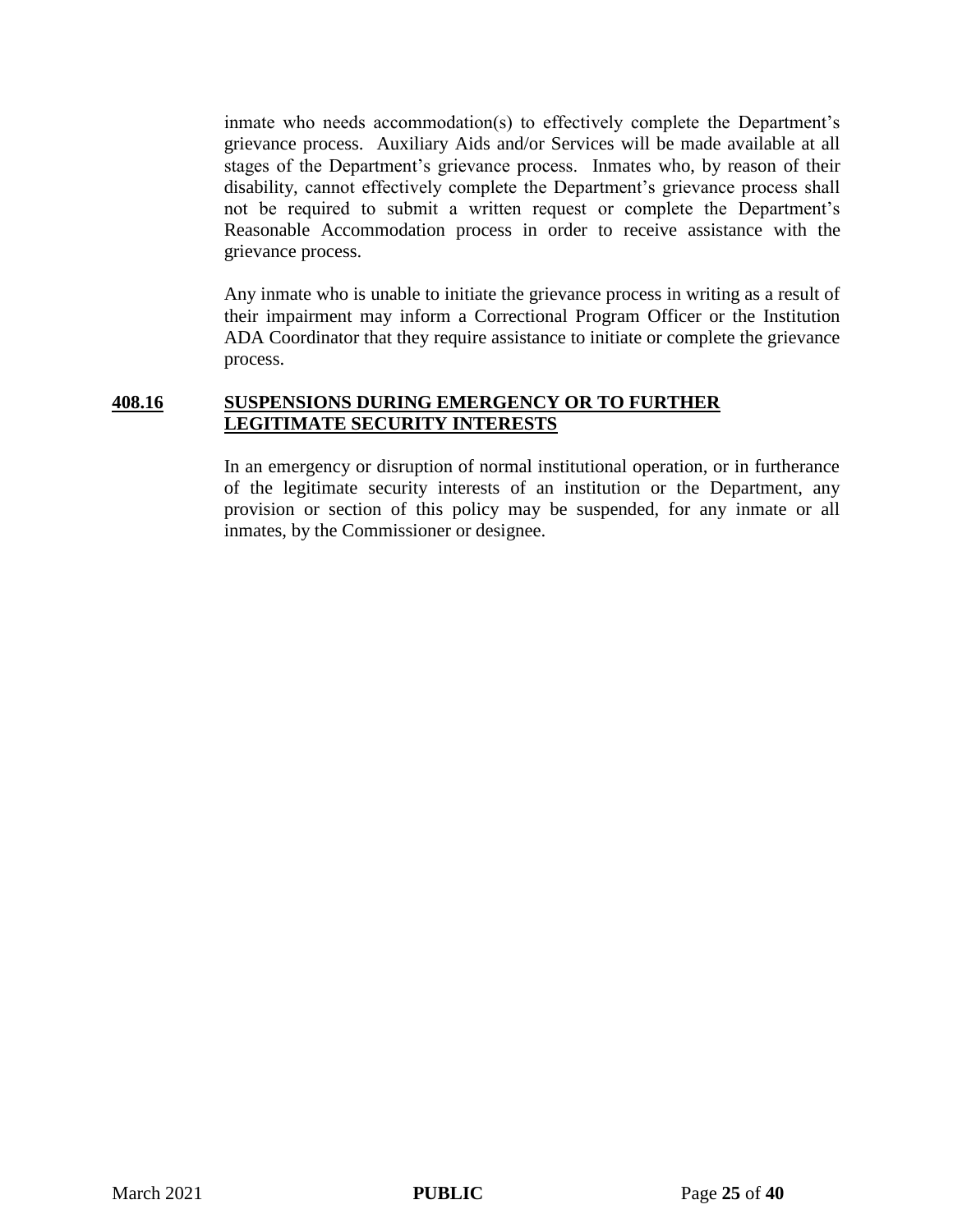inmate who needs accommodation(s) to effectively complete the Department's grievance process. Auxiliary Aids and/or Services will be made available at all stages of the Department's grievance process. Inmates who, by reason of their disability, cannot effectively complete the Department's grievance process shall not be required to submit a written request or complete the Department's Reasonable Accommodation process in order to receive assistance with the grievance process.

Any inmate who is unable to initiate the grievance process in writing as a result of their impairment may inform a Correctional Program Officer or the Institution ADA Coordinator that they require assistance to initiate or complete the grievance process.

## 408.16 SUSPENSIONS DURING EMERGENCY OR TO FURTHER LEGITIMATE SECURITY INTERESTS

In an emergency or disruption of normal institutional operation, or in furtherance of the legitimate security interests of an institution or the Department, any provision or section of this policy may be suspended, for any inmate or all inmates, by the Commissioner or designee.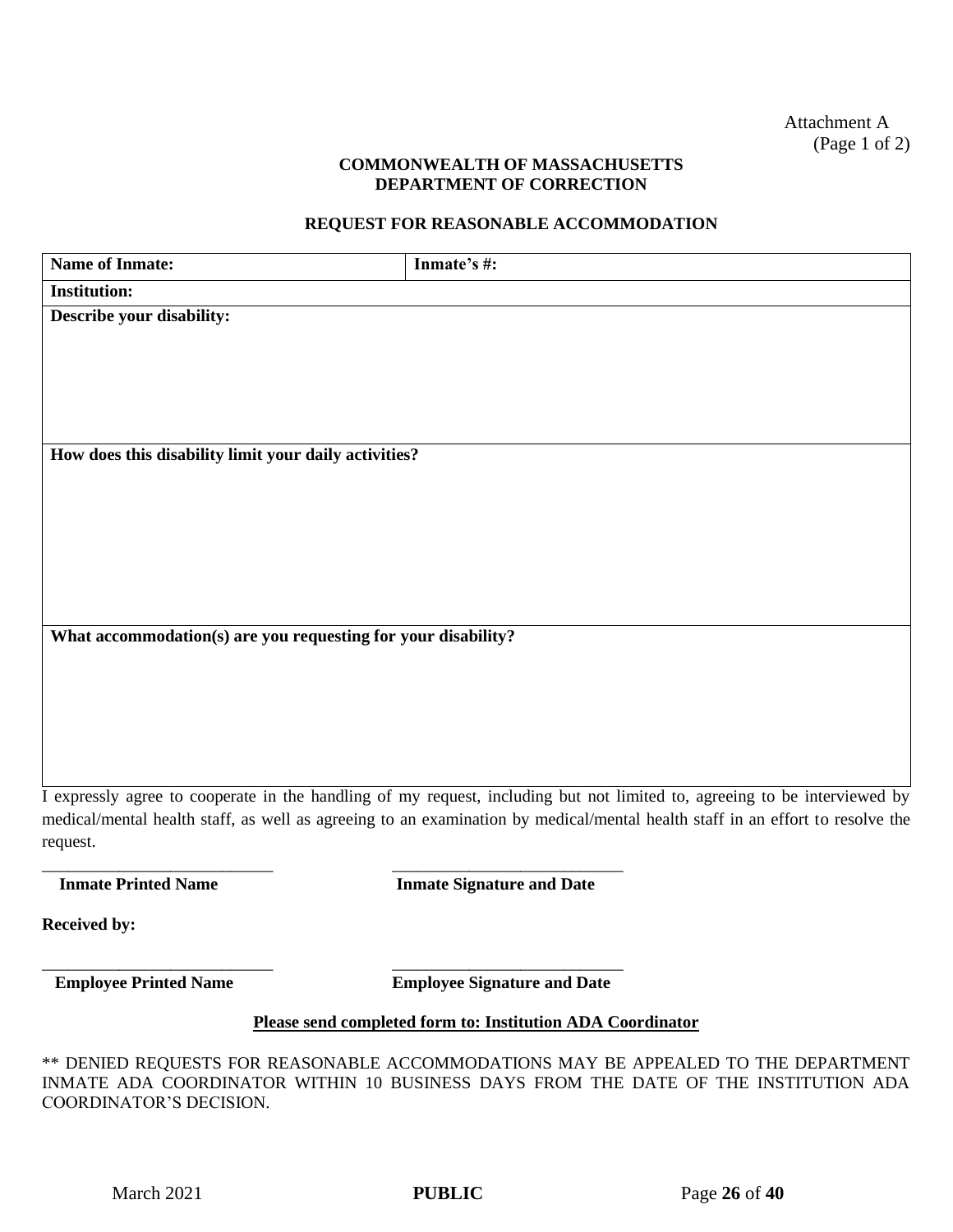Attachment A
(Page 1 of 2)

**COMMONWEALTH OF MASSACHUSETTS**
**DEPARTMENT OF CORRECTION**

**REQUEST FOR REASONABLE ACCOMMODATION**

| **Name of Inmate:** | **Inmate's #:** |
|---|---|
| **Institution:** | |
| **Describe your disability:** | |
| **How does this disability limit your daily activities?** | |
| **What accommodation(s) are you requesting for your disability?** | |

I expressly agree to cooperate in the handling of my request, including but not limited to, agreeing to be interviewed by medical/mental health staff, as well as agreeing to an examination by medical/mental health staff in an effort to resolve the request.

\_\_\_\_\_\_\_\_\_\_\_\_\_\_\_\_\_\_\_\_\_\_\_\_\_\_\_ \_\_\_\_\_\_\_\_\_\_\_\_\_\_\_\_\_\_\_\_\_\_\_\_\_\_\_
**Inmate Printed Name** **Inmate Signature and Date**

**Received by:**

\_\_\_\_\_\_\_\_\_\_\_\_\_\_\_\_\_\_\_\_\_\_\_\_\_\_\_ \_\_\_\_\_\_\_\_\_\_\_\_\_\_\_\_\_\_\_\_\_\_\_\_\_\_\_
**Employee Printed Name** **Employee Signature and Date**

**<u>Please send completed form to: Institution ADA Coordinator</u>**

** DENIED REQUESTS FOR REASONABLE ACCOMMODATIONS MAY BE APPEALED TO THE DEPARTMENT INMATE ADA COORDINATOR WITHIN 10 BUSINESS DAYS FROM THE DATE OF THE INSTITUTION ADA COORDINATOR'S DECISION.

March 2021 **PUBLIC**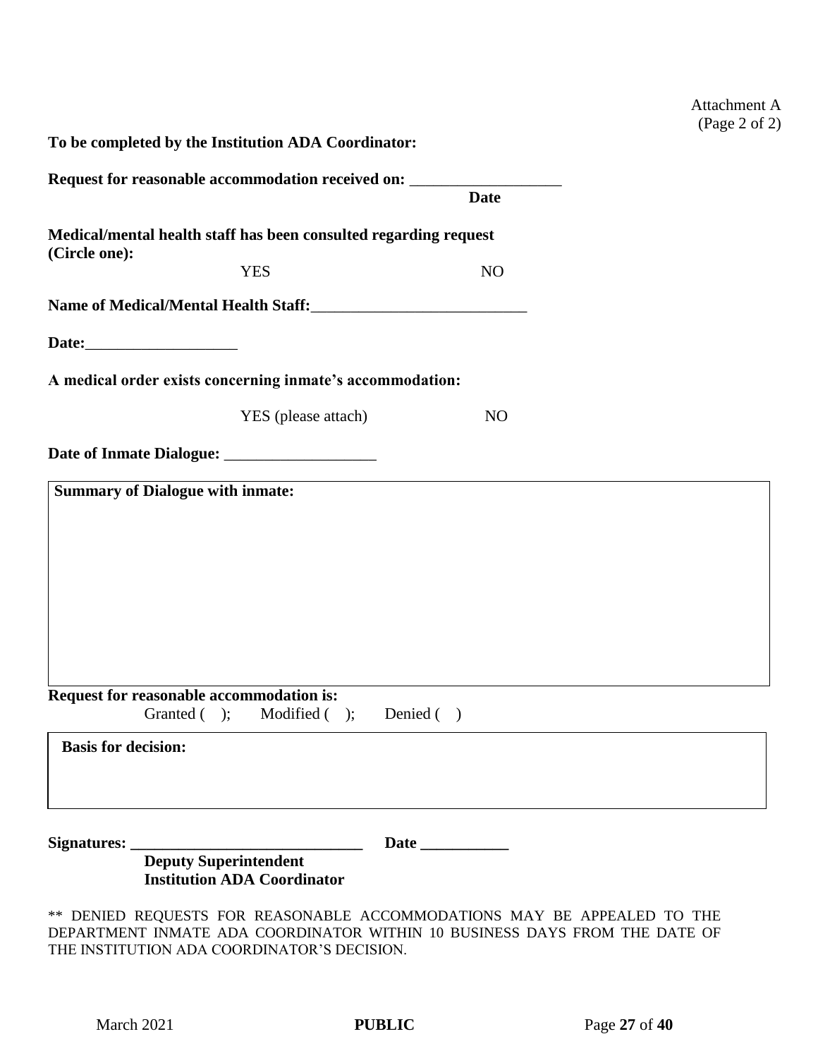Attachment A
(Page 2 of 2)

**To be completed by the Institution ADA Coordinator:**

**Request for reasonable accommodation received on:** ___________________
**Date**

**Medical/mental health staff has been consulted regarding request (Circle one):**

YES NO

**Name of Medical/Mental Health Staff:**___________________________

**Date:**___________________

**A medical order exists concerning inmate's accommodation:**

YES (please attach) NO

**Date of Inmate Dialogue:** ___________________

| **Summary of Dialogue with inmate:** |
|---|
| |

**Request for reasonable accommodation is:**
Granted ( ); Modified ( ); Denied ( )

| **Basis for decision:** |
|---|
| |

**Signatures:** _____________________________ **Date** ___________
**Deputy Superintendent**
**Institution ADA Coordinator**

** DENIED REQUESTS FOR REASONABLE ACCOMMODATIONS MAY BE APPEALED TO THE DEPARTMENT INMATE ADA COORDINATOR WITHIN 10 BUSINESS DAYS FROM THE DATE OF THE INSTITUTION ADA COORDINATOR'S DECISION.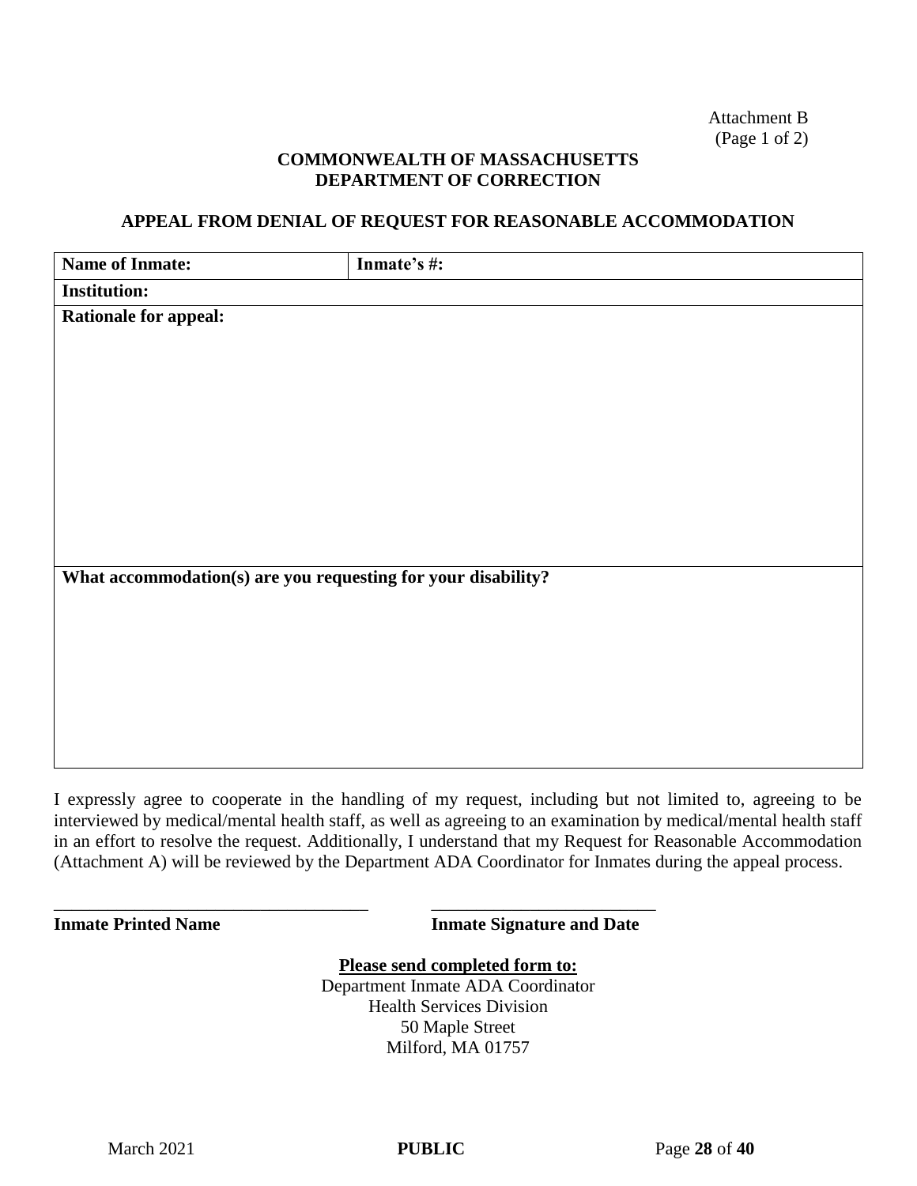Attachment B
(Page 1 of 2)

**COMMONWEALTH OF MASSACHUSETTS**
**DEPARTMENT OF CORRECTION**

**APPEAL FROM DENIAL OF REQUEST FOR REASONABLE ACCOMMODATION**

| **Name of Inmate:** | **Inmate's #:** |
|---|---|
| **Institution:** | |
| **Rationale for appeal:** | |
| **What accommodation(s) are you requesting for your disability?** | |

I expressly agree to cooperate in the handling of my request, including but not limited to, agreeing to be interviewed by medical/mental health staff, as well as agreeing to an examination by medical/mental health staff in an effort to resolve the request. Additionally, I understand that my Request for Reasonable Accommodation (Attachment A) will be reviewed by the Department ADA Coordinator for Inmates during the appeal process.

\_\_\_\_\_\_\_\_\_\_\_\_\_\_\_\_\_\_\_\_\_\_\_\_\_\_\_\_\_\_\_\_\_\_\_\_ \_\_\_\_\_\_\_\_\_\_\_\_\_\_\_\_\_\_\_\_\_\_\_\_\_\_
**Inmate Printed Name** **Inmate Signature and Date**

**Please send completed form to:**
Department Inmate ADA Coordinator
Health Services Division
50 Maple Street
Milford, MA 01757

March 2021 **PUBLIC**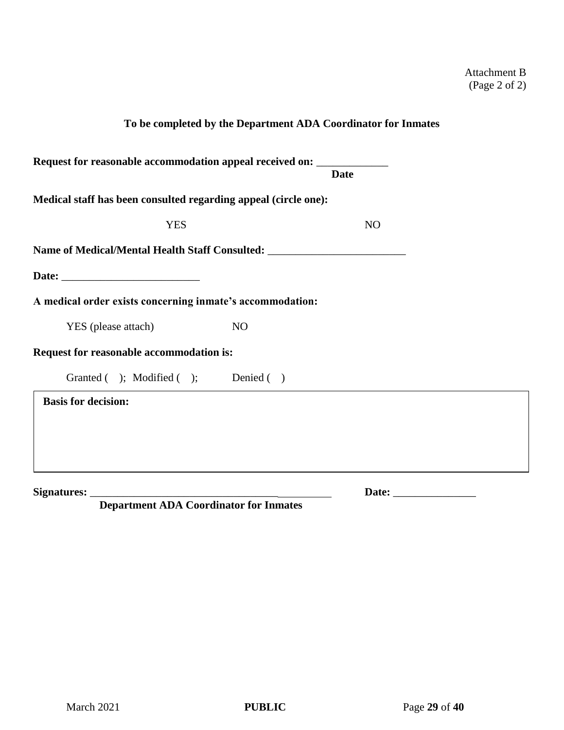Attachment B
(Page 2 of 2)

**To be completed by the Department ADA Coordinator for Inmates**

**Request for reasonable accommodation appeal received on:** _____________
**Date**

**Medical staff has been consulted regarding appeal (circle one):**

YES NO

**Name of Medical/Mental Health Staff Consulted:** _________________________

**Date:** _________________________

**A medical order exists concerning inmate's accommodation:**

YES (please attach) NO

**Request for reasonable accommodation is:**

Granted ( ); Modified ( ); Denied ( )

| **Basis for decision:** |
|---|
| |

**Signatures:** ___________________________________________ **Date:** _______________
**Department ADA Coordinator for Inmates**

March 2021 **PUBLIC**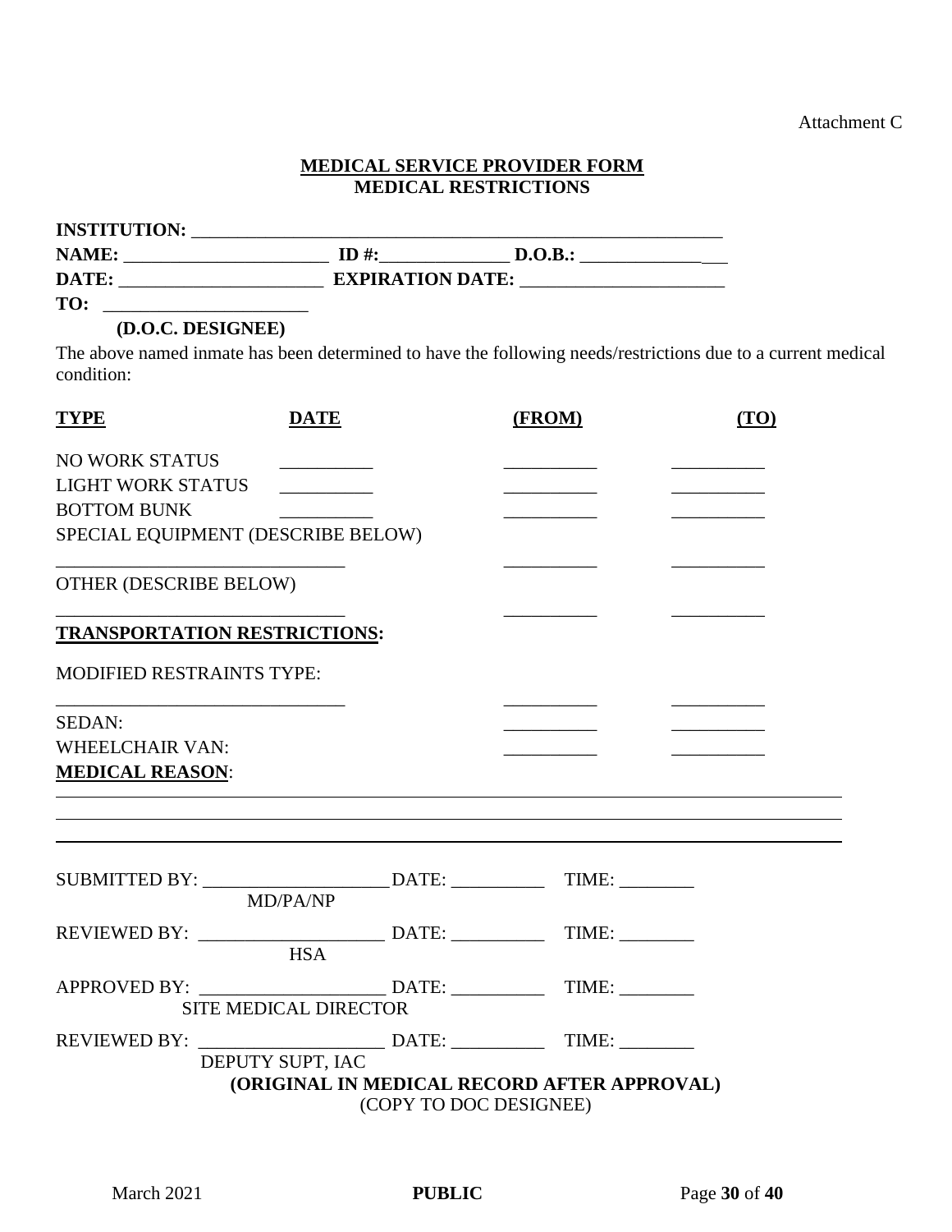Attachment C

**MEDICAL SERVICE PROVIDER FORM**
**MEDICAL RESTRICTIONS**

**INSTITUTION:** ___________________________________________________________

**NAME:** ______________________ **ID #:**______________ **D.O.B.:** ________________

**DATE:** ______________________ **EXPIRATION DATE:** ______________________

**TO:** ______________________
**(D.O.C. DESIGNEE)**

The above named inmate has been determined to have the following needs/restrictions due to a current medical condition:

| **TYPE** | **DATE** | **(FROM)** | **(TO)** |
|---|---|---|---|
| NO WORK STATUS | __________ | __________ | __________ |
| LIGHT WORK STATUS | __________ | __________ | __________ |
| BOTTOM BUNK | __________ | __________ | __________ |
| SPECIAL EQUIPMENT (DESCRIBE BELOW) | | | |
| ______________________________ | | __________ | __________ |
| OTHER (DESCRIBE BELOW) | | | |
| ______________________________ | | __________ | __________ |
| **TRANSPORTATION RESTRICTIONS:** | | | |
| MODIFIED RESTRAINTS TYPE: | | | |
| ______________________________ | | __________ | __________ |
| SEDAN: | | __________ | __________ |
| WHEELCHAIR VAN: | | __________ | __________ |

**MEDICAL REASON**:
_____________________________________________________________________________
_____________________________________________________________________________
_____________________________________________________________________________

SUBMITTED BY: ____________________ DATE: __________ TIME: ________
MD/PA/NP

REVIEWED BY: ____________________ DATE: __________ TIME: ________
HSA

APPROVED BY: ____________________ DATE: __________ TIME: ________
SITE MEDICAL DIRECTOR

REVIEWED BY: ____________________ DATE: __________ TIME: ________
DEPUTY SUPT, IAC

**(ORIGINAL IN MEDICAL RECORD AFTER APPROVAL)**
(COPY TO DOC DESIGNEE)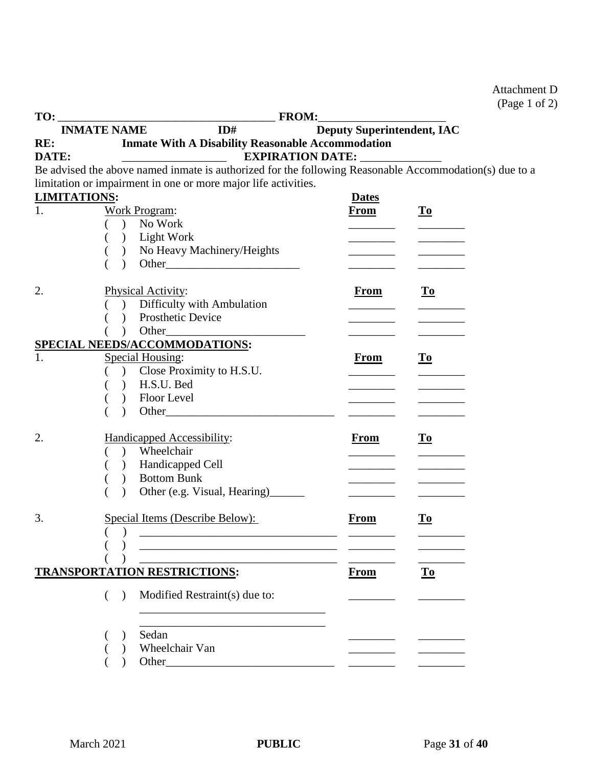Attachment D
(Page 1 of 2)

**TO:** _____________________________________ **FROM:**_____________________

**INMATE NAME** **ID#** **Deputy Superintendent, IAC**

**RE:** **Inmate With A Disability Reasonable Accommodation**

**DATE:** __________________ **EXPIRATION DATE:** ______________

Be advised the above named inmate is authorized for the following Reasonable Accommodation(s) due to a limitation or impairment in one or more major life activities.

**LIMITATIONS:**

| | | Dates From | To |
|---|---|---|---|
| 1. | Work Program: | | |
| | ( ) No Work | ________ | ________ |
| | ( ) Light Work | ________ | ________ |
| | ( ) No Heavy Machinery/Heights | ________ | ________ |
| | ( ) Other________________________ | ________ | ________ |
| 2. | Physical Activity: | **From** | **To** |
| | ( ) Difficulty with Ambulation | ________ | ________ |
| | ( ) Prosthetic Device | ________ | ________ |
| | ( ) Other________________________ | ________ | ________ |

**SPECIAL NEEDS/ACCOMMODATIONS:**

| | | From | To |
|---|---|---|---|
| 1. | Special Housing: | | |
| | ( ) Close Proximity to H.S.U. | ________ | ________ |
| | ( ) H.S.U. Bed | ________ | ________ |
| | ( ) Floor Level | ________ | ________ |
| | ( ) Other______________________________ | ________ | ________ |
| 2. | Handicapped Accessibility: | **From** | **To** |
| | ( ) Wheelchair | ________ | ________ |
| | ( ) Handicapped Cell | ________ | ________ |
| | ( ) Bottom Bunk | ________ | ________ |
| | ( ) Other (e.g. Visual, Hearing)______ | ________ | ________ |
| 3. | Special Items (Describe Below): | **From** | **To** |
| | ( ) ___________________________________ | ________ | ________ |
| | ( ) ___________________________________ | ________ | ________ |
| | ( ) ___________________________________ | ________ | ________ |

**TRANSPORTATION RESTRICTIONS:**

| | From | To |
|---|---|---|
| ( ) Modified Restraint(s) due to: _________________________________ _________________________________ | ________ | ________ |
| ( ) Sedan | ________ | ________ |
| ( ) Wheelchair Van | ________ | ________ |
| ( ) Other______________________________ | ________ | ________ |

March 2021 **PUBLIC**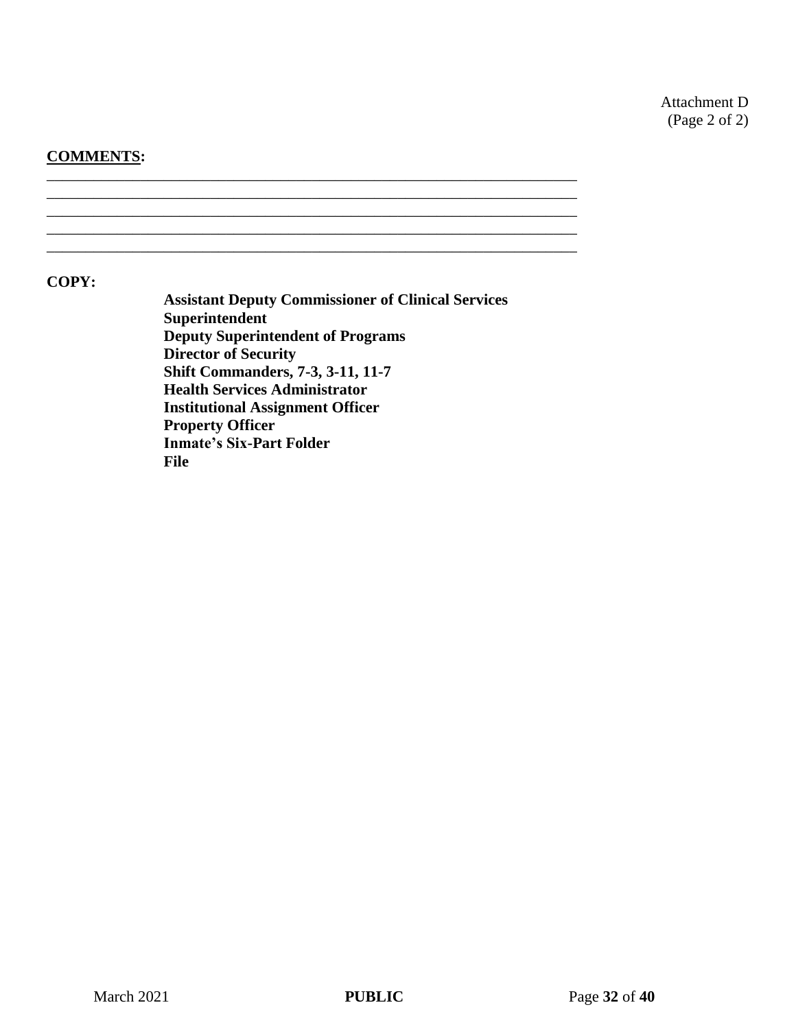Attachment D
(Page 2 of 2)

**COMMENTS:**

\_\_\_\_\_\_\_\_\_\_\_\_\_\_\_\_\_\_\_\_\_\_\_\_\_\_\_\_\_\_\_\_\_\_\_\_\_\_\_\_\_\_\_\_\_\_\_\_\_\_\_\_\_\_\_\_\_\_\_\_\_\_\_\_\_\_

\_\_\_\_\_\_\_\_\_\_\_\_\_\_\_\_\_\_\_\_\_\_\_\_\_\_\_\_\_\_\_\_\_\_\_\_\_\_\_\_\_\_\_\_\_\_\_\_\_\_\_\_\_\_\_\_\_\_\_\_\_\_\_\_\_\_

\_\_\_\_\_\_\_\_\_\_\_\_\_\_\_\_\_\_\_\_\_\_\_\_\_\_\_\_\_\_\_\_\_\_\_\_\_\_\_\_\_\_\_\_\_\_\_\_\_\_\_\_\_\_\_\_\_\_\_\_\_\_\_\_\_\_

\_\_\_\_\_\_\_\_\_\_\_\_\_\_\_\_\_\_\_\_\_\_\_\_\_\_\_\_\_\_\_\_\_\_\_\_\_\_\_\_\_\_\_\_\_\_\_\_\_\_\_\_\_\_\_\_\_\_\_\_\_\_\_\_\_\_

\_\_\_\_\_\_\_\_\_\_\_\_\_\_\_\_\_\_\_\_\_\_\_\_\_\_\_\_\_\_\_\_\_\_\_\_\_\_\_\_\_\_\_\_\_\_\_\_\_\_\_\_\_\_\_\_\_\_\_\_\_\_\_\_\_\_

**COPY:**

**Assistant Deputy Commissioner of Clinical Services**
**Superintendent**
**Deputy Superintendent of Programs**
**Director of Security**
**Shift Commanders, 7-3, 3-11, 11-7**
**Health Services Administrator**
**Institutional Assignment Officer**
**Property Officer**
**Inmate's Six-Part Folder**
**File**

March 2021 **PUBLIC**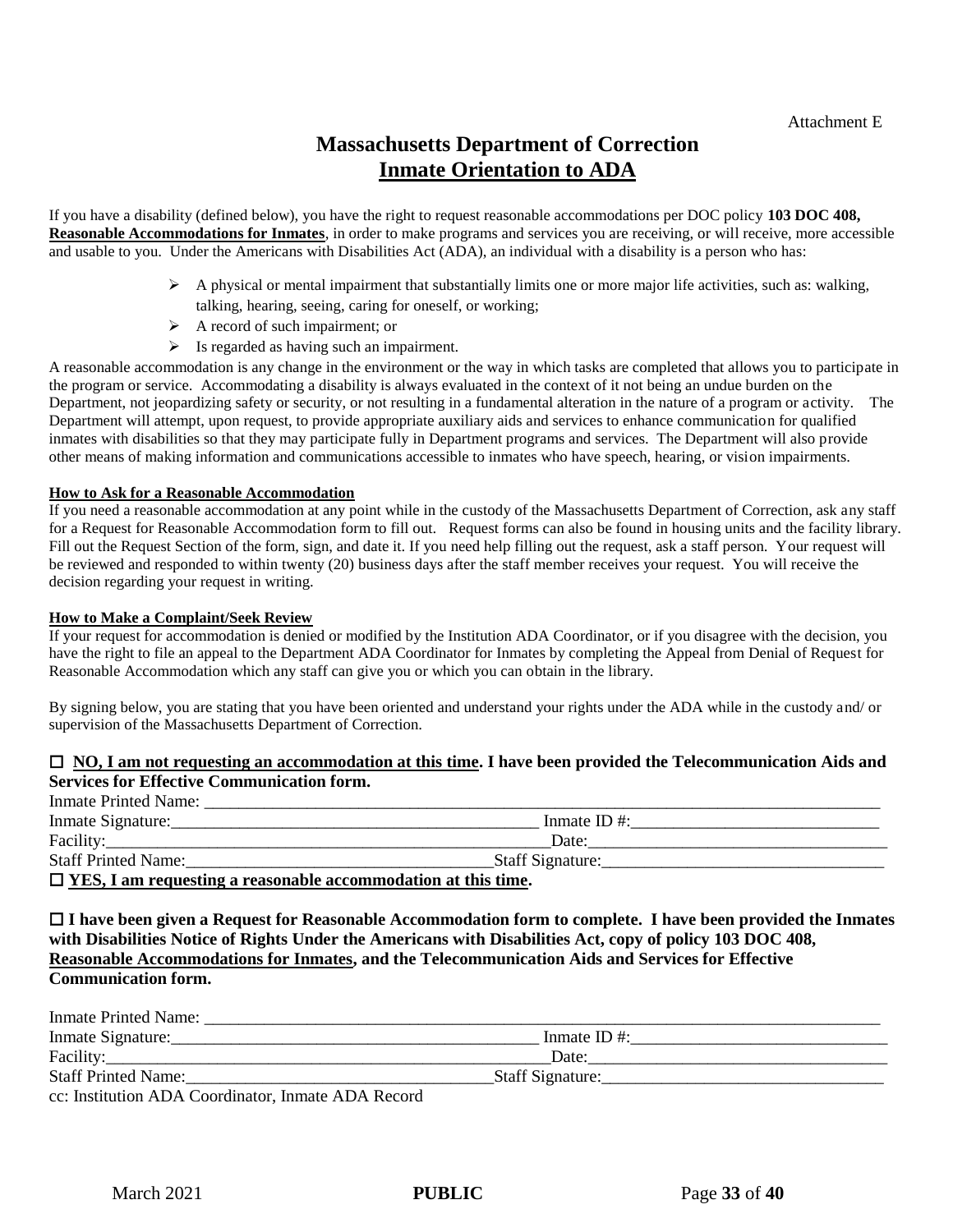Attachment E

# Massachusetts Department of Correction

## Inmate Orientation to ADA

If you have a disability (defined below), you have the right to request reasonable accommodations per DOC policy **103 DOC 408, Reasonable Accommodations for Inmates**, in order to make programs and services you are receiving, or will receive, more accessible and usable to you. Under the Americans with Disabilities Act (ADA), an individual with a disability is a person who has:

- A physical or mental impairment that substantially limits one or more major life activities, such as: walking, talking, hearing, seeing, caring for oneself, or working;
- A record of such impairment; or
- Is regarded as having such an impairment.

A reasonable accommodation is any change in the environment or the way in which tasks are completed that allows you to participate in the program or service. Accommodating a disability is always evaluated in the context of it not being an undue burden on the Department, not jeopardizing safety or security, or not resulting in a fundamental alteration in the nature of a program or activity. The Department will attempt, upon request, to provide appropriate auxiliary aids and services to enhance communication for qualified inmates with disabilities so that they may participate fully in Department programs and services. The Department will also provide other means of making information and communications accessible to inmates who have speech, hearing, or vision impairments.

**How to Ask for a Reasonable Accommodation**

If you need a reasonable accommodation at any point while in the custody of the Massachusetts Department of Correction, ask any staff for a Request for Reasonable Accommodation form to fill out. Request forms can also be found in housing units and the facility library. Fill out the Request Section of the form, sign, and date it. If you need help filling out the request, ask a staff person. Your request will be reviewed and responded to within twenty (20) business days after the staff member receives your request. You will receive the decision regarding your request in writing.

**How to Make a Complaint/Seek Review**

If your request for accommodation is denied or modified by the Institution ADA Coordinator, or if you disagree with the decision, you have the right to file an appeal to the Department ADA Coordinator for Inmates by completing the Appeal from Denial of Request for Reasonable Accommodation which any staff can give you or which you can obtain in the library.

By signing below, you are stating that you have been oriented and understand your rights under the ADA while in the custody and/ or supervision of the Massachusetts Department of Correction.

☐ **NO, I am not requesting an accommodation at this time. I have been provided the Telecommunication Aids and Services for Effective Communication form.**

Inmate Printed Name: ____________________________________________

Inmate Signature: ______________________________ Inmate ID #: ______________________

Facility: ______________________________ Date: ______________________

Staff Printed Name: ______________________________ Staff Signature: ______________________

☐ **YES, I am requesting a reasonable accommodation at this time.**

☐ **I have been given a Request for Reasonable Accommodation form to complete. I have been provided the Inmates with Disabilities Notice of Rights Under the Americans with Disabilities Act, copy of policy 103 DOC 408, Reasonable Accommodations for Inmates, and the Telecommunication Aids and Services for Effective Communication form.**

Inmate Printed Name: ____________________________________________

Inmate Signature: ______________________________ Inmate ID #: ______________________

Facility: ______________________________ Date: ______________________

Staff Printed Name: ______________________________ Staff Signature: ______________________

cc: Institution ADA Coordinator, Inmate ADA Record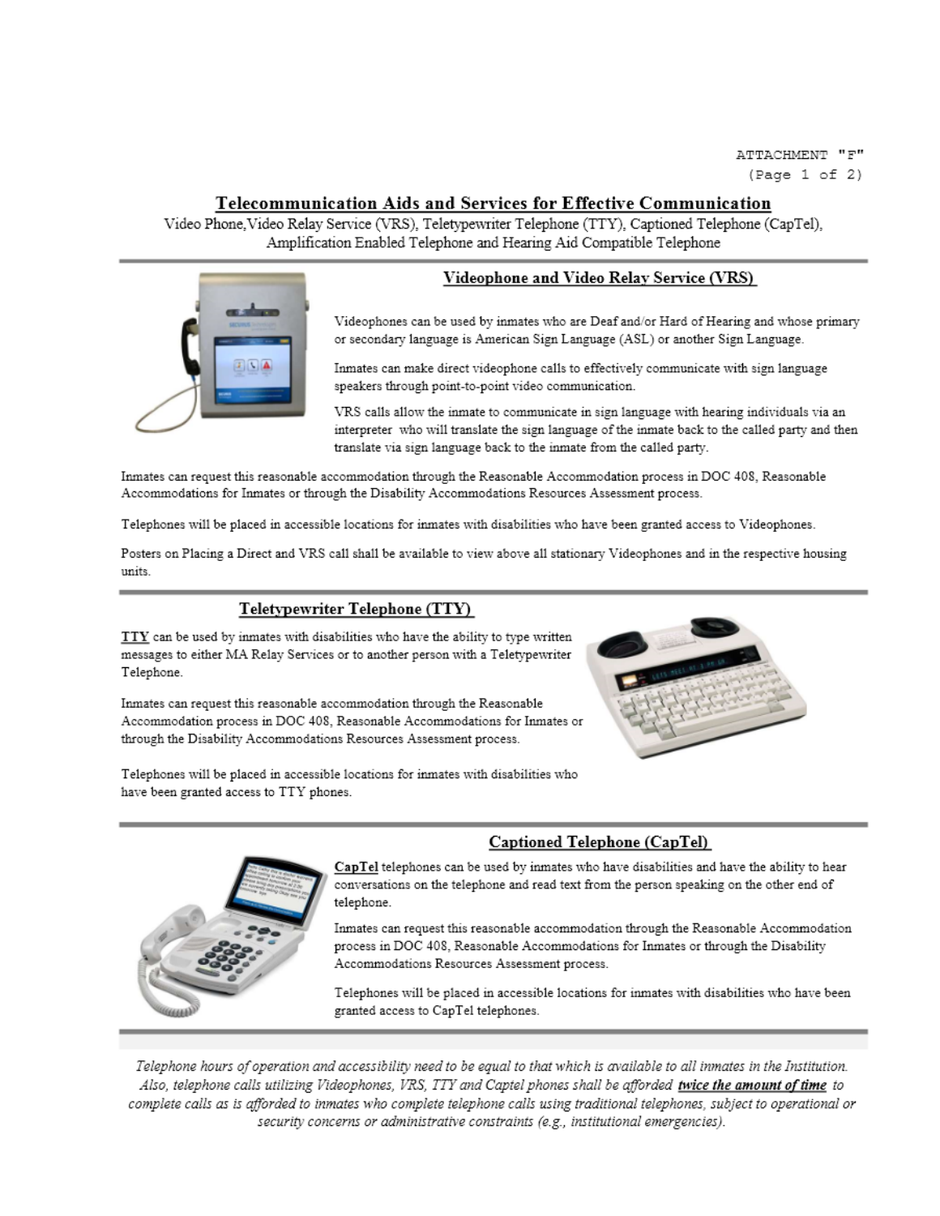ATTACHMENT "F"
(Page 1 of 2)

# Telecommunication Aids and Services for Effective Communication

Video Phone, Video Relay Service (VRS), Teletypewriter Telephone (TTY), Captioned Telephone (CapTel), Amplification Enabled Telephone and Hearing Aid Compatible Telephone

## Videophone and Video Relay Service (VRS)

Videophones can be used by inmates who are Deaf and/or Hard of Hearing and whose primary or secondary language is American Sign Language (ASL) or another Sign Language.

Inmates can make direct videophone calls to effectively communicate with sign language speakers through point-to-point video communication.

VRS calls allow the inmate to communicate in sign language with hearing individuals via an interpreter who will translate the sign language of the inmate back to the called party and then translate via sign language back to the inmate from the called party.

Inmates can request this reasonable accommodation through the Reasonable Accommodation process in DOC 408, Reasonable Accommodations for Inmates or through the Disability Accommodations Resources Assessment process.

Telephones will be placed in accessible locations for inmates with disabilities who have been granted access to Videophones.

Posters on Placing a Direct and VRS call shall be available to view above all stationary Videophones and in the respective housing units.

## Teletypewriter Telephone (TTY)

**TTY** can be used by inmates with disabilities who have the ability to type written messages to either MA Relay Services or to another person with a Teletypewriter Telephone.

Inmates can request this reasonable accommodation through the Reasonable Accommodation process in DOC 408, Reasonable Accommodations for Inmates or through the Disability Accommodations Resources Assessment process.

Telephones will be placed in accessible locations for inmates with disabilities who have been granted access to TTY phones.

## Captioned Telephone (CapTel)

**CapTel** telephones can be used by inmates who have disabilities and have the ability to hear conversations on the telephone and read text from the person speaking on the other end of telephone.

Inmates can request this reasonable accommodation through the Reasonable Accommodation process in DOC 408, Reasonable Accommodations for Inmates or through the Disability Accommodations Resources Assessment process.

Telephones will be placed in accessible locations for inmates with disabilities who have been granted access to CapTel telephones.

*Telephone hours of operation and accessibility need to be equal to that which is available to all inmates in the Institution. Also, telephone calls utilizing Videophones, VRS, TTY and Captel phones shall be afforded **twice the amount of time** to complete calls as is afforded to inmates who complete telephone calls using traditional telephones, subject to operational or security concerns or administrative constraints (e.g., institutional emergencies).*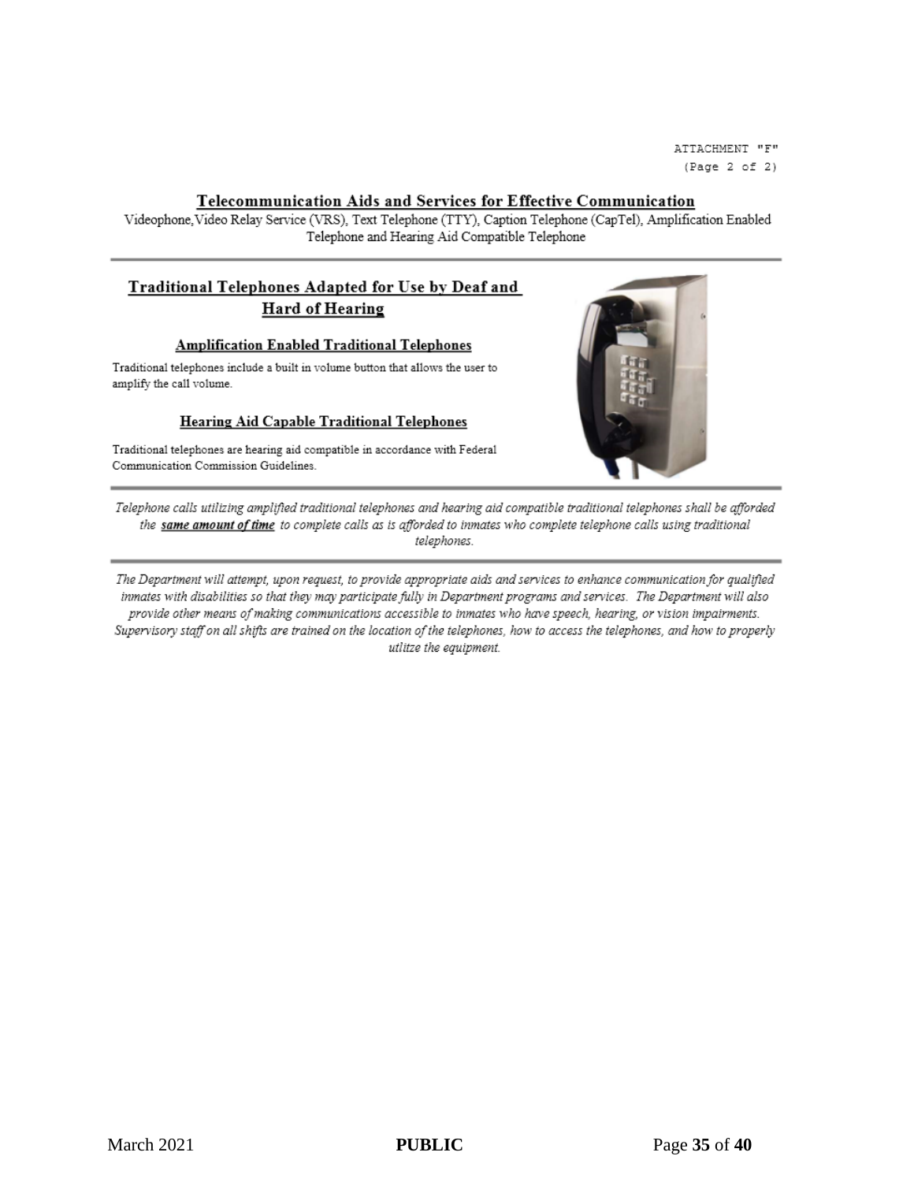ATTACHMENT "F"
(Page 2 of 2)

## Telecommunication Aids and Services for Effective Communication

Videophone, Video Relay Service (VRS), Text Telephone (TTY), Caption Telephone (CapTel), Amplification Enabled Telephone and Hearing Aid Compatible Telephone

---

## Traditional Telephones Adapted for Use by Deaf and Hard of Hearing

### Amplification Enabled Traditional Telephones

Traditional telephones include a built in volume button that allows the user to amplify the call volume.

### Hearing Aid Capable Traditional Telephones

Traditional telephones are hearing aid compatible in accordance with Federal Communication Commission Guidelines.

---

*Telephone calls utilizing amplified traditional telephones and hearing aid compatible traditional telephones shall be afforded the **same amount of time** to complete calls as is afforded to inmates who complete telephone calls using traditional telephones.*

---

*The Department will attempt, upon request, to provide appropriate aids and services to enhance communication for qualified inmates with disabilities so that they may participate fully in Department programs and services. The Department will also provide other means of making communications accessible to inmates who have speech, hearing, or vision impairments. Supervisory staff on all shifts are trained on the location of the telephones, how to access the telephones, and how to properly utlitze the equipment.*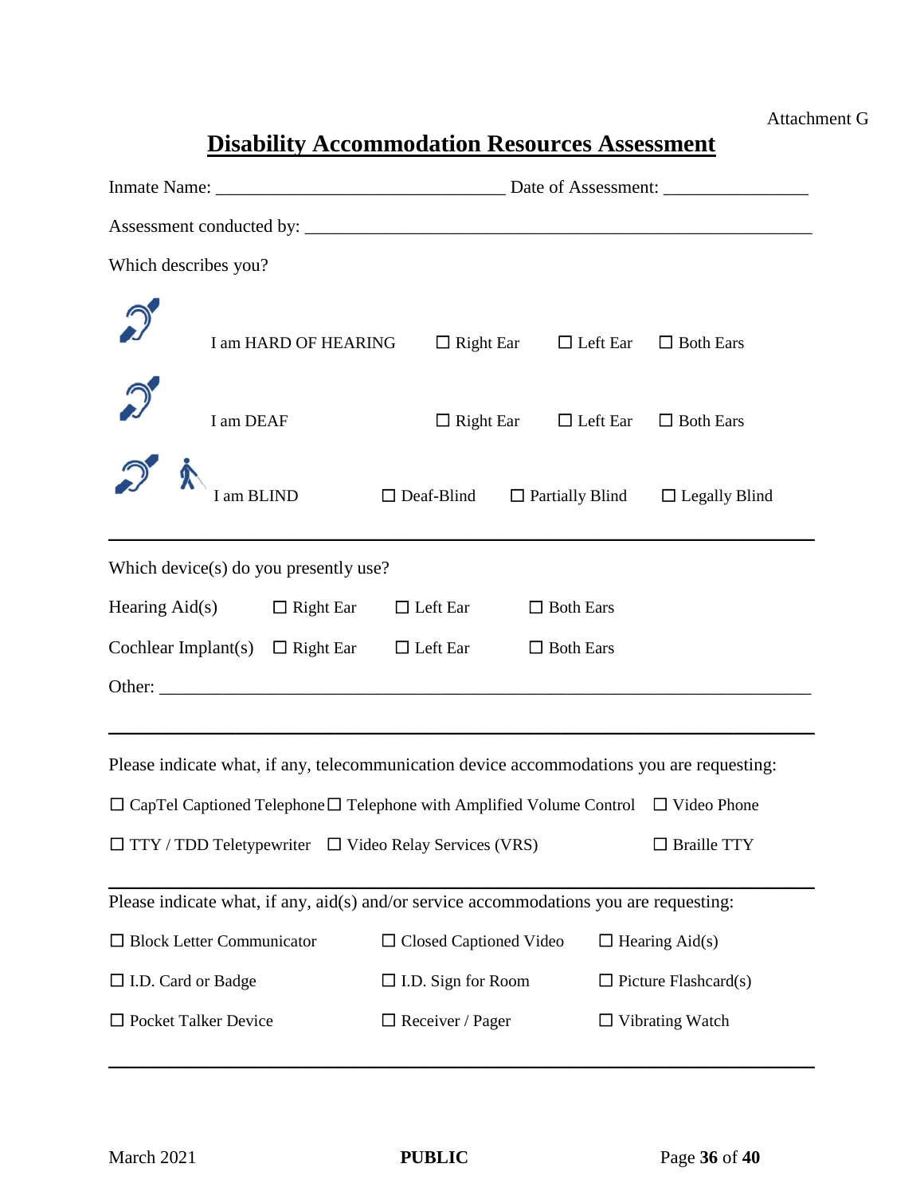Attachment G

# Disability Accommodation Resources Assessment

Inmate Name: ________________________________ Date of Assessment: ________________

Assessment conducted by: _________________________________________________________

Which describes you?

I am HARD OF HEARING ☐ Right Ear ☐ Left Ear ☐ Both Ears

I am DEAF ☐ Right Ear ☐ Left Ear ☐ Both Ears

I am BLIND ☐ Deaf-Blind ☐ Partially Blind ☐ Legally Blind

---

Which device(s) do you presently use?

Hearing Aid(s) ☐ Right Ear ☐ Left Ear ☐ Both Ears

Cochlear Implant(s) ☐ Right Ear ☐ Left Ear ☐ Both Ears

Other: ___________________________________________________________________________

---

Please indicate what, if any, telecommunication device accommodations you are requesting:

☐ CapTel Captioned Telephone ☐ Telephone with Amplified Volume Control ☐ Video Phone

☐ TTY / TDD Teletypewriter ☐ Video Relay Services (VRS) ☐ Braille TTY

---

Please indicate what, if any, aid(s) and/or service accommodations you are requesting:

☐ Block Letter Communicator ☐ Closed Captioned Video ☐ Hearing Aid(s)

☐ I.D. Card or Badge ☐ I.D. Sign for Room ☐ Picture Flashcard(s)

☐ Pocket Talker Device ☐ Receiver / Pager ☐ Vibrating Watch

---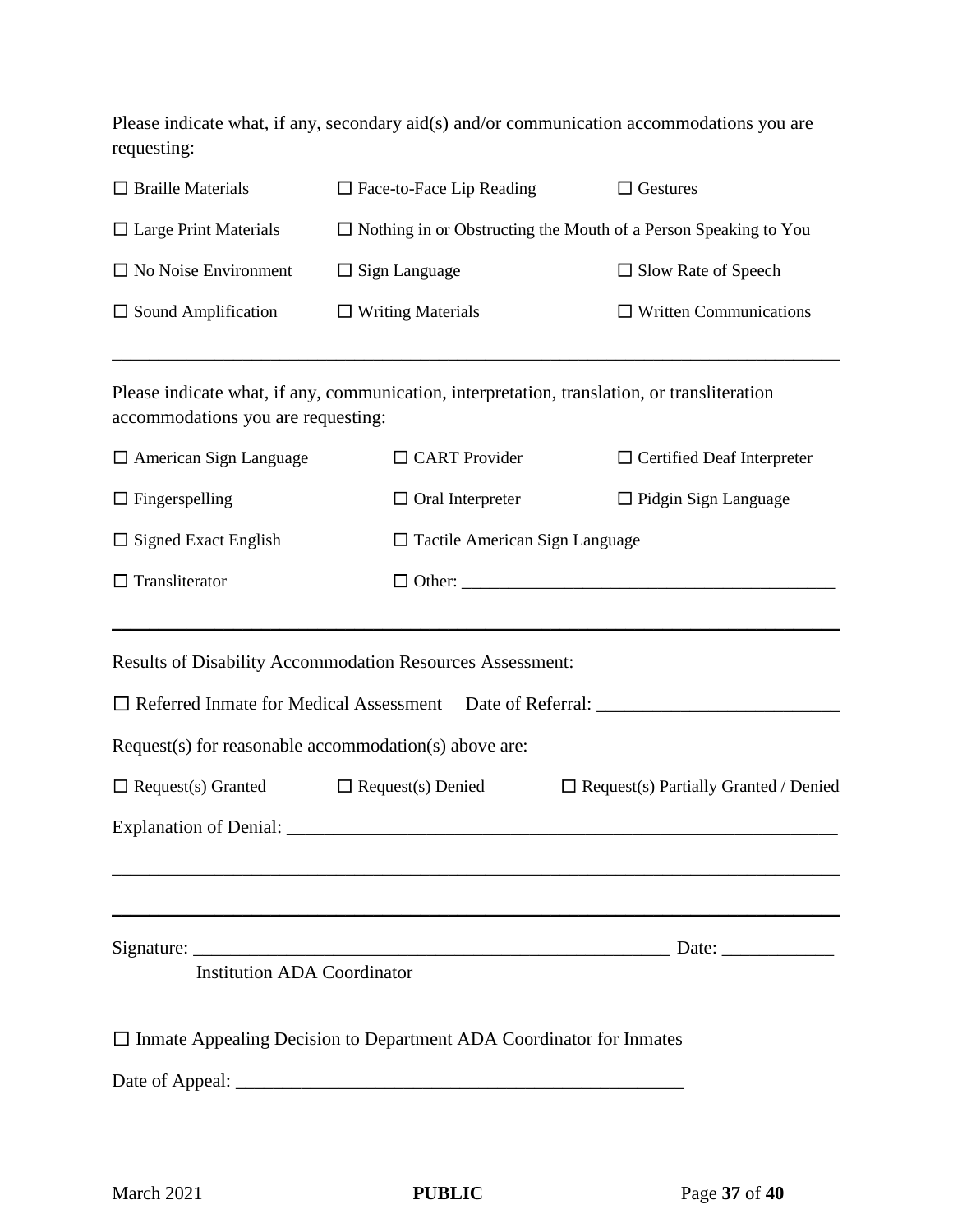Please indicate what, if any, secondary aid(s) and/or communication accommodations you are requesting:

☐ Braille Materials ☐ Face-to-Face Lip Reading ☐ Gestures

☐ Large Print Materials ☐ Nothing in or Obstructing the Mouth of a Person Speaking to You

☐ No Noise Environment ☐ Sign Language ☐ Slow Rate of Speech

☐ Sound Amplification ☐ Writing Materials ☐ Written Communications

---

Please indicate what, if any, communication, interpretation, translation, or transliteration accommodations you are requesting:

☐ American Sign Language ☐ CART Provider ☐ Certified Deaf Interpreter

☐ Fingerspelling ☐ Oral Interpreter ☐ Pidgin Sign Language

☐ Signed Exact English ☐ Tactile American Sign Language

☐ Transliterator ☐ Other: ___________________________________________

---

Results of Disability Accommodation Resources Assessment:

☐ Referred Inmate for Medical Assessment Date of Referral: __________________________

Request(s) for reasonable accommodation(s) above are:

☐ Request(s) Granted ☐ Request(s) Denied ☐ Request(s) Partially Granted / Denied

Explanation of Denial: ____________________________________________________________

_____________________________________________________________________________

---

Signature: _____________________________________________________ Date: ____________

Institution ADA Coordinator

☐ Inmate Appealing Decision to Department ADA Coordinator for Inmates

Date of Appeal: _________________________________________________

March 2021 **PUBLIC**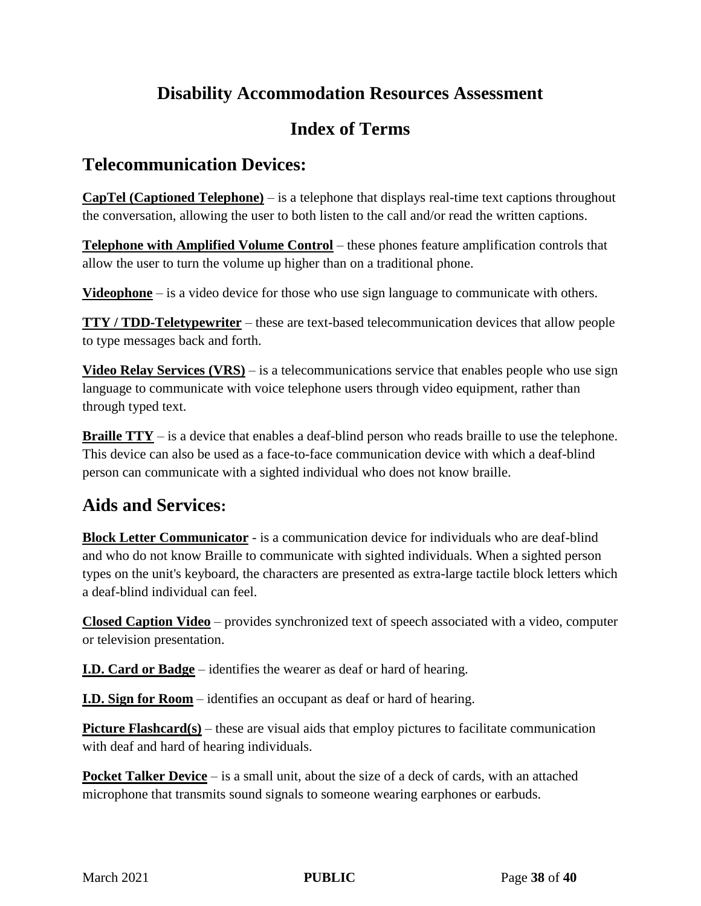# Disability Accommodation Resources Assessment

## Index of Terms

## Telecommunication Devices:

**CapTel (Captioned Telephone)** – is a telephone that displays real-time text captions throughout the conversation, allowing the user to both listen to the call and/or read the written captions.

**Telephone with Amplified Volume Control** – these phones feature amplification controls that allow the user to turn the volume up higher than on a traditional phone.

**Videophone** – is a video device for those who use sign language to communicate with others.

**TTY / TDD-Teletypewriter** – these are text-based telecommunication devices that allow people to type messages back and forth.

**Video Relay Services (VRS)** – is a telecommunications service that enables people who use sign language to communicate with voice telephone users through video equipment, rather than through typed text.

**Braille TTY** – is a device that enables a deaf-blind person who reads braille to use the telephone. This device can also be used as a face-to-face communication device with which a deaf-blind person can communicate with a sighted individual who does not know braille.

## Aids and Services:

**Block Letter Communicator** - is a communication device for individuals who are deaf-blind and who do not know Braille to communicate with sighted individuals. When a sighted person types on the unit's keyboard, the characters are presented as extra-large tactile block letters which a deaf-blind individual can feel.

**Closed Caption Video** – provides synchronized text of speech associated with a video, computer or television presentation.

**I.D. Card or Badge** – identifies the wearer as deaf or hard of hearing.

**I.D. Sign for Room** – identifies an occupant as deaf or hard of hearing.

**Picture Flashcard(s)** – these are visual aids that employ pictures to facilitate communication with deaf and hard of hearing individuals.

**Pocket Talker Device** – is a small unit, about the size of a deck of cards, with an attached microphone that transmits sound signals to someone wearing earphones or earbuds.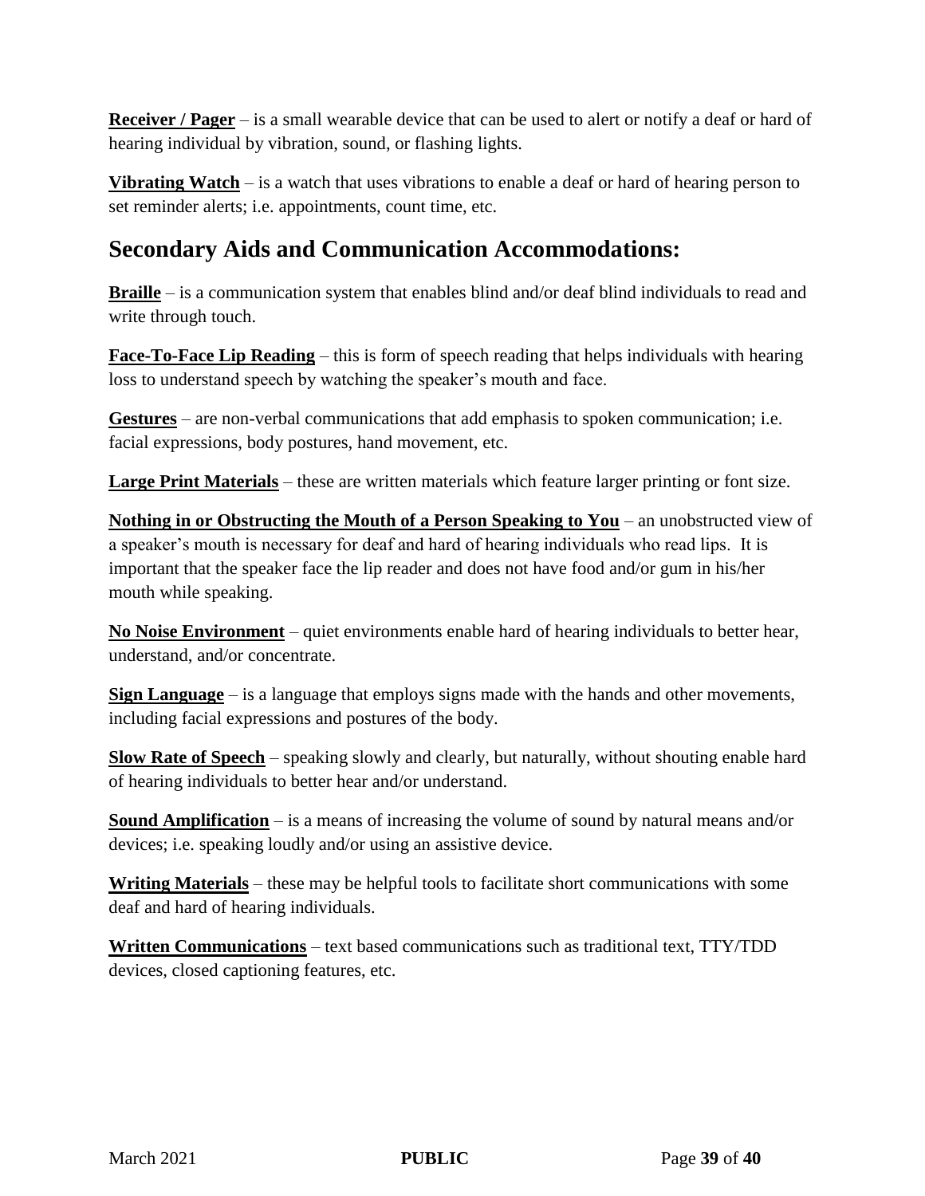**Receiver / Pager** – is a small wearable device that can be used to alert or notify a deaf or hard of hearing individual by vibration, sound, or flashing lights.

**Vibrating Watch** – is a watch that uses vibrations to enable a deaf or hard of hearing person to set reminder alerts; i.e. appointments, count time, etc.

## Secondary Aids and Communication Accommodations:

**Braille** – is a communication system that enables blind and/or deaf blind individuals to read and write through touch.

**Face-To-Face Lip Reading** – this is form of speech reading that helps individuals with hearing loss to understand speech by watching the speaker's mouth and face.

**Gestures** – are non-verbal communications that add emphasis to spoken communication; i.e. facial expressions, body postures, hand movement, etc.

**Large Print Materials** – these are written materials which feature larger printing or font size.

**Nothing in or Obstructing the Mouth of a Person Speaking to You** – an unobstructed view of a speaker's mouth is necessary for deaf and hard of hearing individuals who read lips. It is important that the speaker face the lip reader and does not have food and/or gum in his/her mouth while speaking.

**No Noise Environment** – quiet environments enable hard of hearing individuals to better hear, understand, and/or concentrate.

**Sign Language** – is a language that employs signs made with the hands and other movements, including facial expressions and postures of the body.

**Slow Rate of Speech** – speaking slowly and clearly, but naturally, without shouting enable hard of hearing individuals to better hear and/or understand.

**Sound Amplification** – is a means of increasing the volume of sound by natural means and/or devices; i.e. speaking loudly and/or using an assistive device.

**Writing Materials** – these may be helpful tools to facilitate short communications with some deaf and hard of hearing individuals.

**Written Communications** – text based communications such as traditional text, TTY/TDD devices, closed captioning features, etc.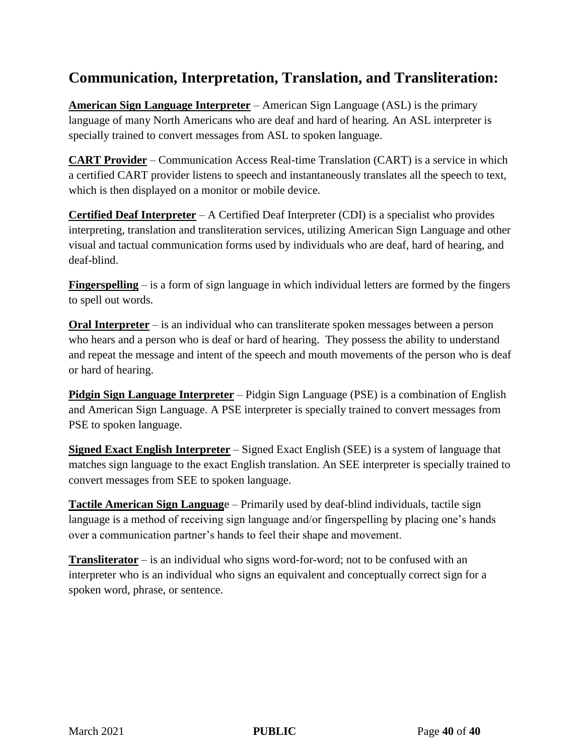## Communication, Interpretation, Translation, and Transliteration:

**American Sign Language Interpreter** – American Sign Language (ASL) is the primary language of many North Americans who are deaf and hard of hearing. An ASL interpreter is specially trained to convert messages from ASL to spoken language.

**CART Provider** – Communication Access Real-time Translation (CART) is a service in which a certified CART provider listens to speech and instantaneously translates all the speech to text, which is then displayed on a monitor or mobile device.

**Certified Deaf Interpreter** – A Certified Deaf Interpreter (CDI) is a specialist who provides interpreting, translation and transliteration services, utilizing American Sign Language and other visual and tactual communication forms used by individuals who are deaf, hard of hearing, and deaf-blind.

**Fingerspelling** – is a form of sign language in which individual letters are formed by the fingers to spell out words.

**Oral Interpreter** – is an individual who can transliterate spoken messages between a person who hears and a person who is deaf or hard of hearing. They possess the ability to understand and repeat the message and intent of the speech and mouth movements of the person who is deaf or hard of hearing.

**Pidgin Sign Language Interpreter** – Pidgin Sign Language (PSE) is a combination of English and American Sign Language. A PSE interpreter is specially trained to convert messages from PSE to spoken language.

**Signed Exact English Interpreter** – Signed Exact English (SEE) is a system of language that matches sign language to the exact English translation. An SEE interpreter is specially trained to convert messages from SEE to spoken language.

**Tactile American Sign Languag**e – Primarily used by deaf-blind individuals, tactile sign language is a method of receiving sign language and/or fingerspelling by placing one's hands over a communication partner's hands to feel their shape and movement.

**Transliterator** – is an individual who signs word-for-word; not to be confused with an interpreter who is an individual who signs an equivalent and conceptually correct sign for a spoken word, phrase, or sentence.